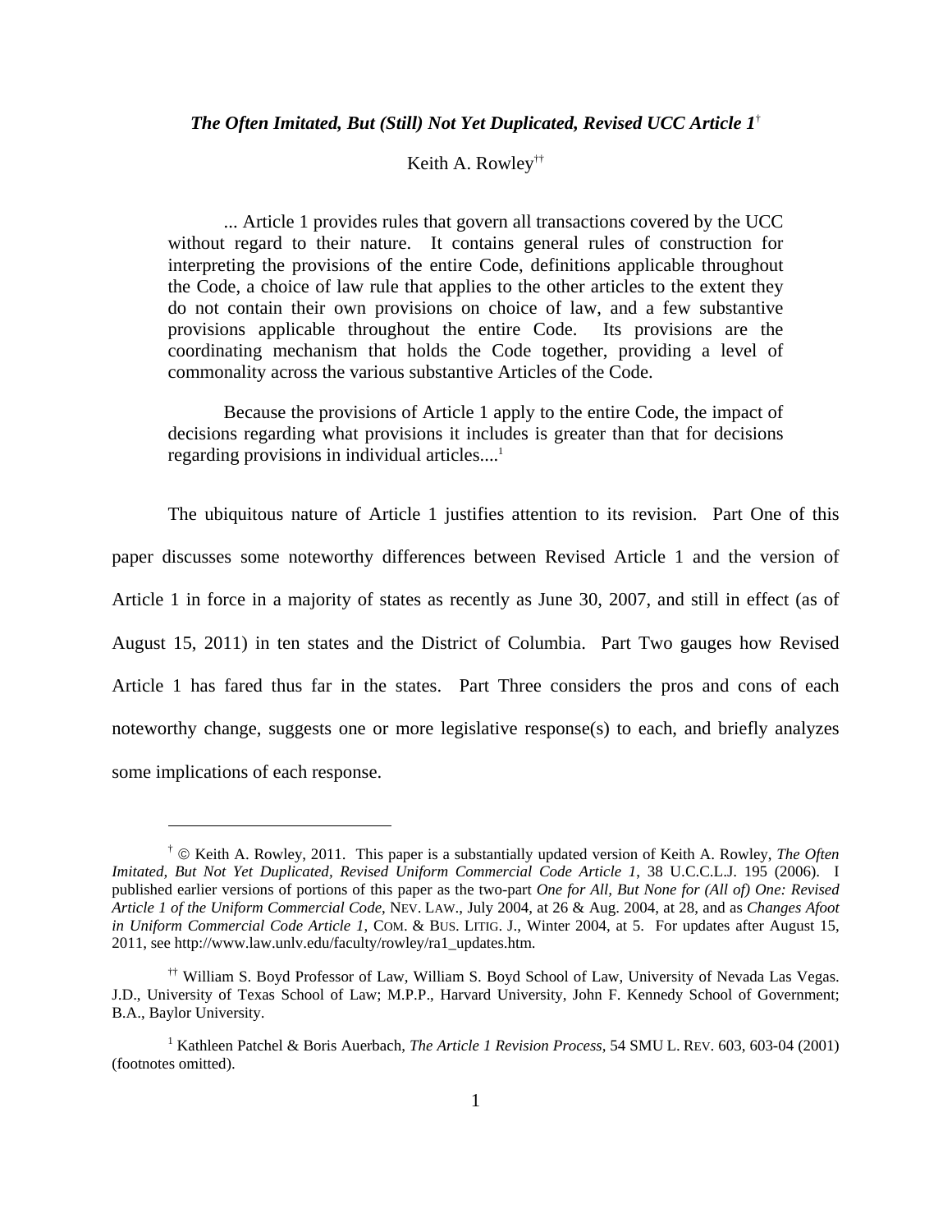***The Often Imitated, But (Still) Not Yet Duplicated, Revised UCC Article 1***[†]

Keith A. Rowley[††]

> ... Article 1 provides rules that govern all transactions covered by the UCC without regard to their nature. It contains general rules of construction for interpreting the provisions of the entire Code, definitions applicable throughout the Code, a choice of law rule that applies to the other articles to the extent they do not contain their own provisions on choice of law, and a few substantive provisions applicable throughout the entire Code. Its provisions are the coordinating mechanism that holds the Code together, providing a level of commonality across the various substantive Articles of the Code.
>
> Because the provisions of Article 1 apply to the entire Code, the impact of decisions regarding what provisions it includes is greater than that for decisions regarding provisions in individual articles....[1]

The ubiquitous nature of Article 1 justifies attention to its revision. Part One of this paper discusses some noteworthy differences between Revised Article 1 and the version of Article 1 in force in a majority of states as recently as June 30, 2007, and still in effect (as of August 15, 2011) in ten states and the District of Columbia. Part Two gauges how Revised Article 1 has fared thus far in the states. Part Three considers the pros and cons of each noteworthy change, suggests one or more legislative response(s) to each, and briefly analyzes some implications of each response.

---

[†] © Keith A. Rowley, 2011. This paper is a substantially updated version of Keith A. Rowley, *The Often Imitated, But Not Yet Duplicated, Revised Uniform Commercial Code Article 1*, 38 U.C.C.L.J. 195 (2006). I published earlier versions of portions of this paper as the two-part *One for All, But None for (All of) One: Revised Article 1 of the Uniform Commercial Code*, NEV. LAW., July 2004, at 26 & Aug. 2004, at 28, and as *Changes Afoot in Uniform Commercial Code Article 1*, COM. & BUS. LITIG. J., Winter 2004, at 5. For updates after August 15, 2011, see http://www.law.unlv.edu/faculty/rowley/ra1_updates.htm.

[††] William S. Boyd Professor of Law, William S. Boyd School of Law, University of Nevada Las Vegas. J.D., University of Texas School of Law; M.P.P., Harvard University, John F. Kennedy School of Government; B.A., Baylor University.

[1] Kathleen Patchel & Boris Auerbach, *The Article 1 Revision Process*, 54 SMU L. REV. 603, 603-04 (2001) (footnotes omitted).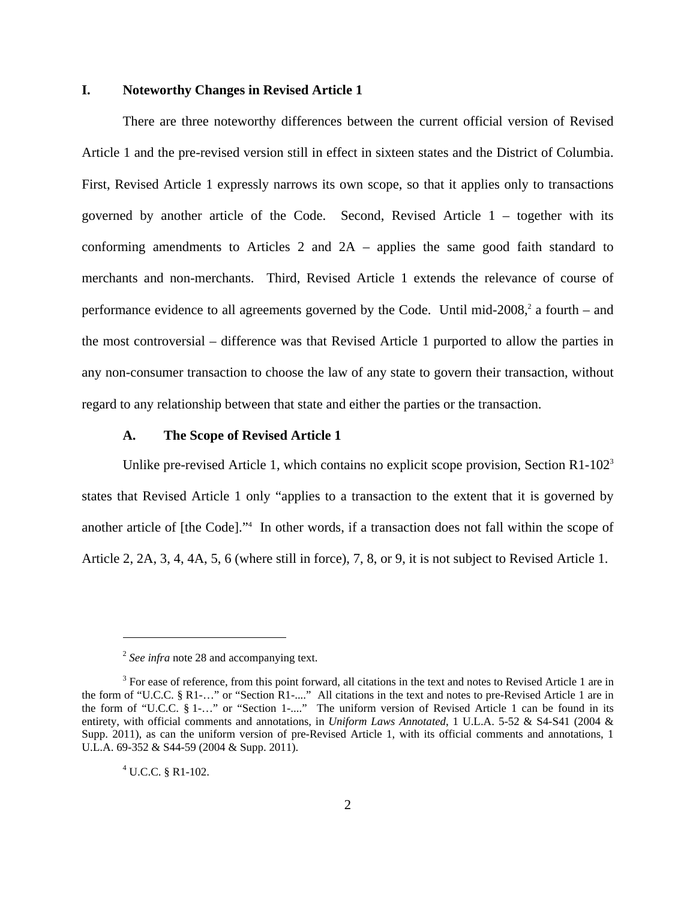## I. Noteworthy Changes in Revised Article 1

There are three noteworthy differences between the current official version of Revised Article 1 and the pre-revised version still in effect in sixteen states and the District of Columbia. First, Revised Article 1 expressly narrows its own scope, so that it applies only to transactions governed by another article of the Code. Second, Revised Article 1 – together with its conforming amendments to Articles 2 and 2A – applies the same good faith standard to merchants and non-merchants. Third, Revised Article 1 extends the relevance of course of performance evidence to all agreements governed by the Code. Until mid-2008,[2] a fourth – and the most controversial – difference was that Revised Article 1 purported to allow the parties in any non-consumer transaction to choose the law of any state to govern their transaction, without regard to any relationship between that state and either the parties or the transaction.

### A. The Scope of Revised Article 1

Unlike pre-revised Article 1, which contains no explicit scope provision, Section R1-102[3] states that Revised Article 1 only "applies to a transaction to the extent that it is governed by another article of [the Code]."[4] In other words, if a transaction does not fall within the scope of Article 2, 2A, 3, 4, 4A, 5, 6 (where still in force), 7, 8, or 9, it is not subject to Revised Article 1.

---

[2] *See infra* note 28 and accompanying text.

[3] For ease of reference, from this point forward, all citations in the text and notes to Revised Article 1 are in the form of "U.C.C. § R1-…" or "Section R1-...." All citations in the text and notes to pre-Revised Article 1 are in the form of "U.C.C. § 1-…" or "Section 1-...." The uniform version of Revised Article 1 can be found in its entirety, with official comments and annotations, in *Uniform Laws Annotated*, 1 U.L.A. 5-52 & S4-S41 (2004 & Supp. 2011), as can the uniform version of pre-Revised Article 1, with its official comments and annotations, 1 U.L.A. 69-352 & S44-59 (2004 & Supp. 2011).

[4] U.C.C. § R1-102.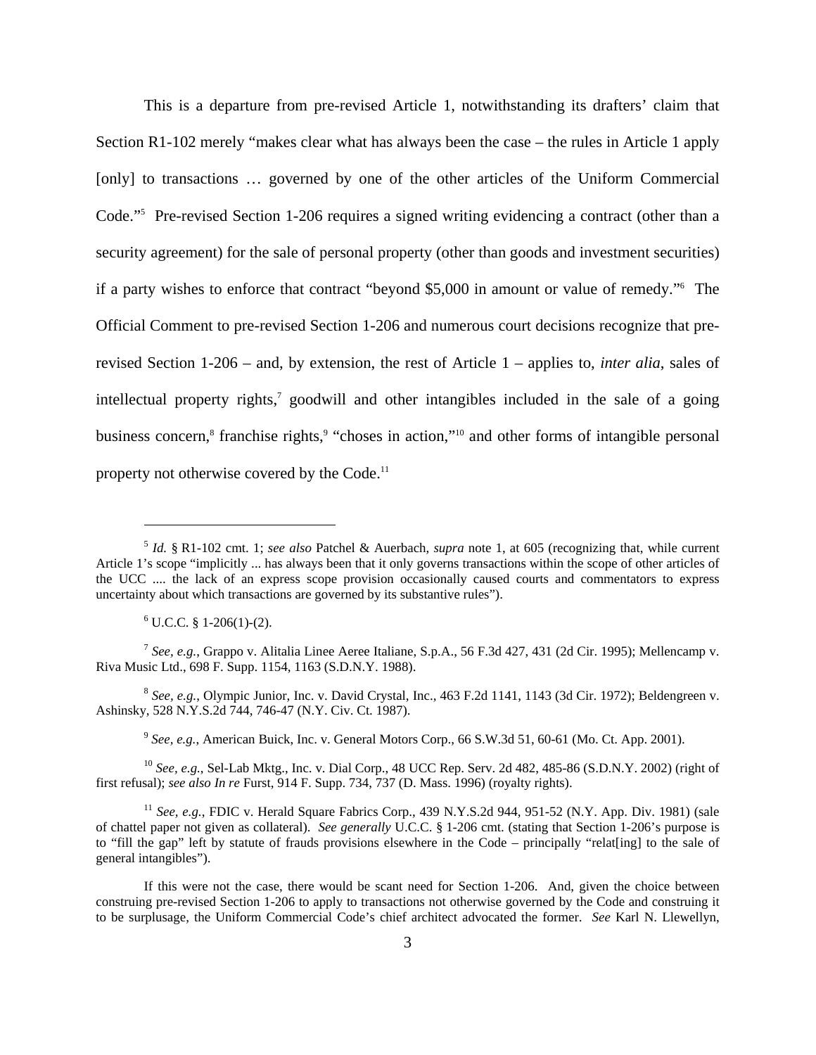This is a departure from pre-revised Article 1, notwithstanding its drafters' claim that Section R1-102 merely "makes clear what has always been the case – the rules in Article 1 apply [only] to transactions … governed by one of the other articles of the Uniform Commercial Code."[5] Pre-revised Section 1-206 requires a signed writing evidencing a contract (other than a security agreement) for the sale of personal property (other than goods and investment securities) if a party wishes to enforce that contract "beyond $5,000 in amount or value of remedy."[6] The Official Comment to pre-revised Section 1-206 and numerous court decisions recognize that pre-revised Section 1-206 – and, by extension, the rest of Article 1 – applies to, *inter alia*, sales of intellectual property rights,[7] goodwill and other intangibles included in the sale of a going business concern,[8] franchise rights,[9] "choses in action,"[10] and other forms of intangible personal property not otherwise covered by the Code.[11]

---

[5] *Id.* § R1-102 cmt. 1; *see also* Patchel & Auerbach, *supra* note 1, at 605 (recognizing that, while current Article 1's scope "implicitly ... has always been that it only governs transactions within the scope of other articles of the UCC .... the lack of an express scope provision occasionally caused courts and commentators to express uncertainty about which transactions are governed by its substantive rules").

[6] U.C.C. § 1-206(1)-(2).

[7] *See, e.g.*, Grappo v. Alitalia Linee Aeree Italiane, S.p.A., 56 F.3d 427, 431 (2d Cir. 1995); Mellencamp v. Riva Music Ltd., 698 F. Supp. 1154, 1163 (S.D.N.Y. 1988).

[8] *See, e.g.*, Olympic Junior, Inc. v. David Crystal, Inc., 463 F.2d 1141, 1143 (3d Cir. 1972); Beldengreen v. Ashinsky, 528 N.Y.S.2d 744, 746-47 (N.Y. Civ. Ct. 1987).

[9] *See, e.g.*, American Buick, Inc. v. General Motors Corp., 66 S.W.3d 51, 60-61 (Mo. Ct. App. 2001).

[10] *See, e.g.*, Sel-Lab Mktg., Inc. v. Dial Corp., 48 UCC Rep. Serv. 2d 482, 485-86 (S.D.N.Y. 2002) (right of first refusal); *see also In re* Furst, 914 F. Supp. 734, 737 (D. Mass. 1996) (royalty rights).

[11] *See, e.g.*, FDIC v. Herald Square Fabrics Corp., 439 N.Y.S.2d 944, 951-52 (N.Y. App. Div. 1981) (sale of chattel paper not given as collateral). *See generally* U.C.C. § 1-206 cmt. (stating that Section 1-206's purpose is to "fill the gap" left by statute of frauds provisions elsewhere in the Code – principally "relat[ing] to the sale of general intangibles").

If this were not the case, there would be scant need for Section 1-206. And, given the choice between construing pre-revised Section 1-206 to apply to transactions not otherwise governed by the Code and construing it to be surplusage, the Uniform Commercial Code's chief architect advocated the former. *See* Karl N. Llewellyn,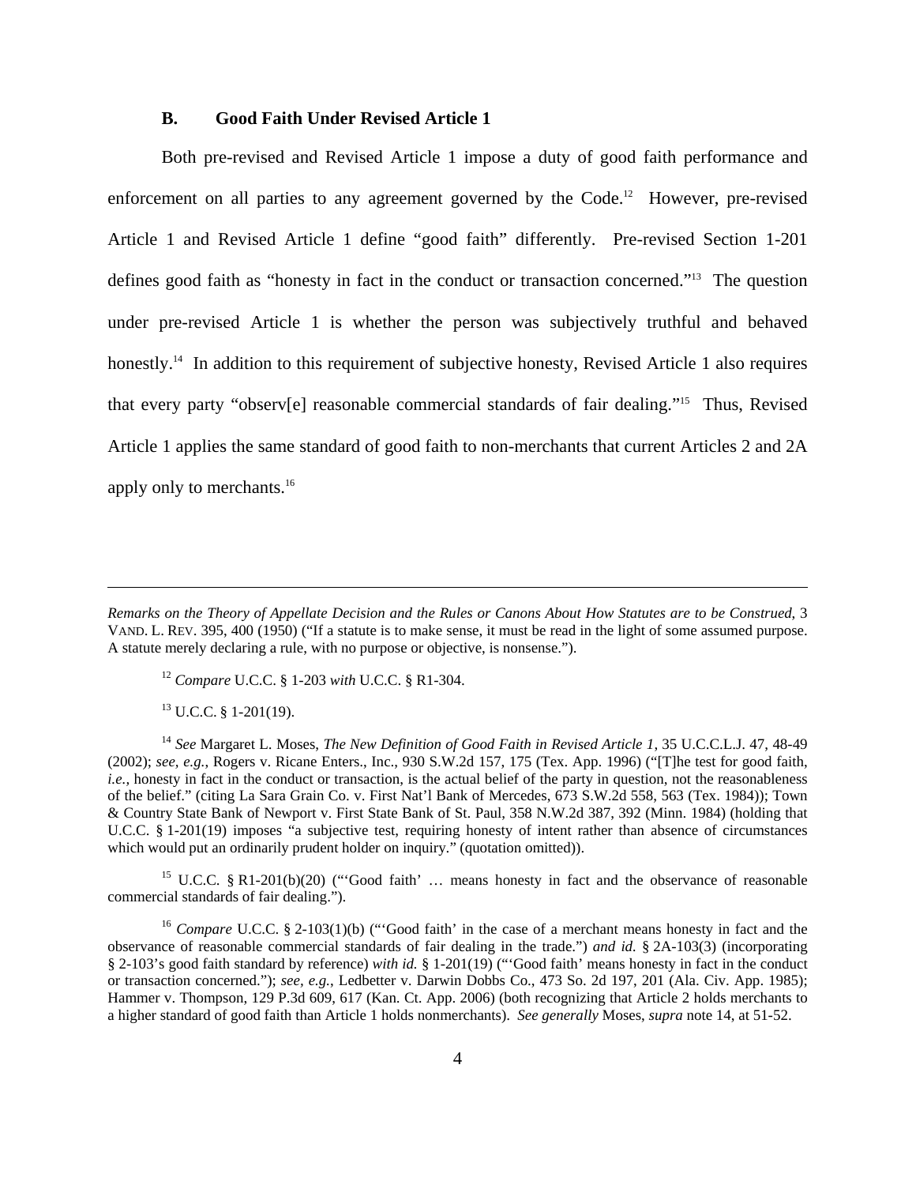### B. Good Faith Under Revised Article 1

Both pre-revised and Revised Article 1 impose a duty of good faith performance and enforcement on all parties to any agreement governed by the Code.[12] However, pre-revised Article 1 and Revised Article 1 define "good faith" differently. Pre-revised Section 1-201 defines good faith as "honesty in fact in the conduct or transaction concerned."[13] The question under pre-revised Article 1 is whether the person was subjectively truthful and behaved honestly.[14] In addition to this requirement of subjective honesty, Revised Article 1 also requires that every party "observ[e] reasonable commercial standards of fair dealing."[15] Thus, Revised Article 1 applies the same standard of good faith to non-merchants that current Articles 2 and 2A apply only to merchants.[16]

---

*Remarks on the Theory of Appellate Decision and the Rules or Canons About How Statutes are to be Construed*, 3 VAND. L. REV. 395, 400 (1950) ("If a statute is to make sense, it must be read in the light of some assumed purpose. A statute merely declaring a rule, with no purpose or objective, is nonsense.").

[12] *Compare* U.C.C. § 1-203 *with* U.C.C. § R1-304.

[13] U.C.C. § 1-201(19).

[14] *See* Margaret L. Moses, *The New Definition of Good Faith in Revised Article 1*, 35 U.C.C.L.J. 47, 48-49 (2002); *see, e.g.*, Rogers v. Ricane Enters., Inc., 930 S.W.2d 157, 175 (Tex. App. 1996) ("[T]he test for good faith, *i.e.*, honesty in fact in the conduct or transaction, is the actual belief of the party in question, not the reasonableness of the belief." (citing La Sara Grain Co. v. First Nat'l Bank of Mercedes, 673 S.W.2d 558, 563 (Tex. 1984)); Town & Country State Bank of Newport v. First State Bank of St. Paul, 358 N.W.2d 387, 392 (Minn. 1984) (holding that U.C.C. § 1-201(19) imposes "a subjective test, requiring honesty of intent rather than absence of circumstances which would put an ordinarily prudent holder on inquiry." (quotation omitted)).

[15] U.C.C. § R1-201(b)(20) ("'Good faith' … means honesty in fact and the observance of reasonable commercial standards of fair dealing.").

[16] *Compare* U.C.C. § 2-103(1)(b) ("'Good faith' in the case of a merchant means honesty in fact and the observance of reasonable commercial standards of fair dealing in the trade.") *and id.* § 2A-103(3) (incorporating § 2-103's good faith standard by reference) *with id.* § 1-201(19) ("'Good faith' means honesty in fact in the conduct or transaction concerned."); *see, e.g.*, Ledbetter v. Darwin Dobbs Co., 473 So. 2d 197, 201 (Ala. Civ. App. 1985); Hammer v. Thompson, 129 P.3d 609, 617 (Kan. Ct. App. 2006) (both recognizing that Article 2 holds merchants to a higher standard of good faith than Article 1 holds nonmerchants). *See generally* Moses, *supra* note 14, at 51-52.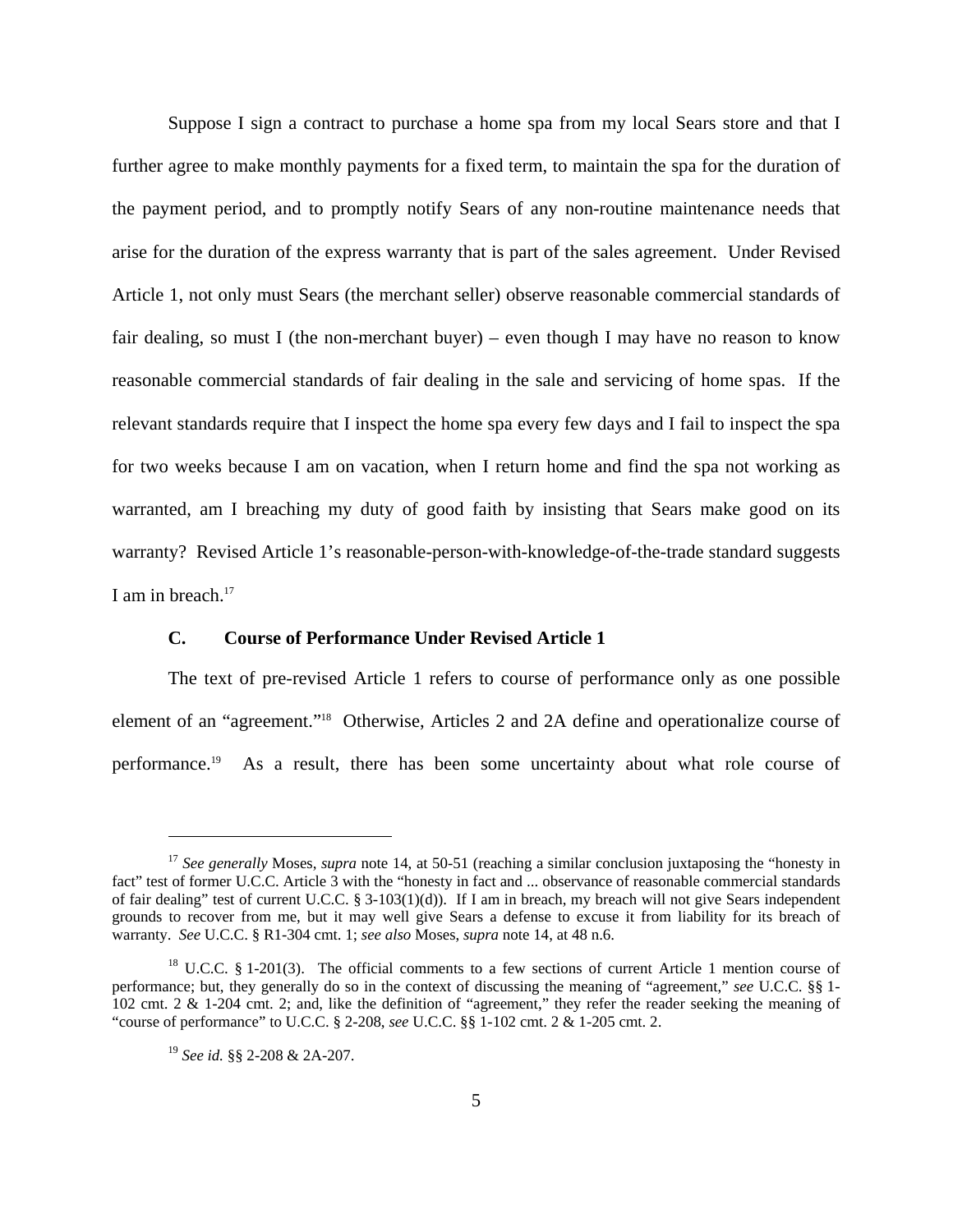Suppose I sign a contract to purchase a home spa from my local Sears store and that I further agree to make monthly payments for a fixed term, to maintain the spa for the duration of the payment period, and to promptly notify Sears of any non-routine maintenance needs that arise for the duration of the express warranty that is part of the sales agreement. Under Revised Article 1, not only must Sears (the merchant seller) observe reasonable commercial standards of fair dealing, so must I (the non-merchant buyer) – even though I may have no reason to know reasonable commercial standards of fair dealing in the sale and servicing of home spas. If the relevant standards require that I inspect the home spa every few days and I fail to inspect the spa for two weeks because I am on vacation, when I return home and find the spa not working as warranted, am I breaching my duty of good faith by insisting that Sears make good on its warranty? Revised Article 1's reasonable-person-with-knowledge-of-the-trade standard suggests I am in breach.[17]

### C. Course of Performance Under Revised Article 1

The text of pre-revised Article 1 refers to course of performance only as one possible element of an "agreement."[18] Otherwise, Articles 2 and 2A define and operationalize course of performance.[19] As a result, there has been some uncertainty about what role course of

---

[17] *See generally* Moses, *supra* note 14, at 50-51 (reaching a similar conclusion juxtaposing the "honesty in fact" test of former U.C.C. Article 3 with the "honesty in fact and ... observance of reasonable commercial standards of fair dealing" test of current U.C.C. § 3-103(1)(d)). If I am in breach, my breach will not give Sears independent grounds to recover from me, but it may well give Sears a defense to excuse it from liability for its breach of warranty. *See* U.C.C. § R1-304 cmt. 1; *see also* Moses, *supra* note 14, at 48 n.6.

[18] U.C.C. § 1-201(3). The official comments to a few sections of current Article 1 mention course of performance; but, they generally do so in the context of discussing the meaning of "agreement," *see* U.C.C. §§ 1-102 cmt. 2 & 1-204 cmt. 2; and, like the definition of "agreement," they refer the reader seeking the meaning of "course of performance" to U.C.C. § 2-208, *see* U.C.C. §§ 1-102 cmt. 2 & 1-205 cmt. 2.

[19] *See id.* §§ 2-208 & 2A-207.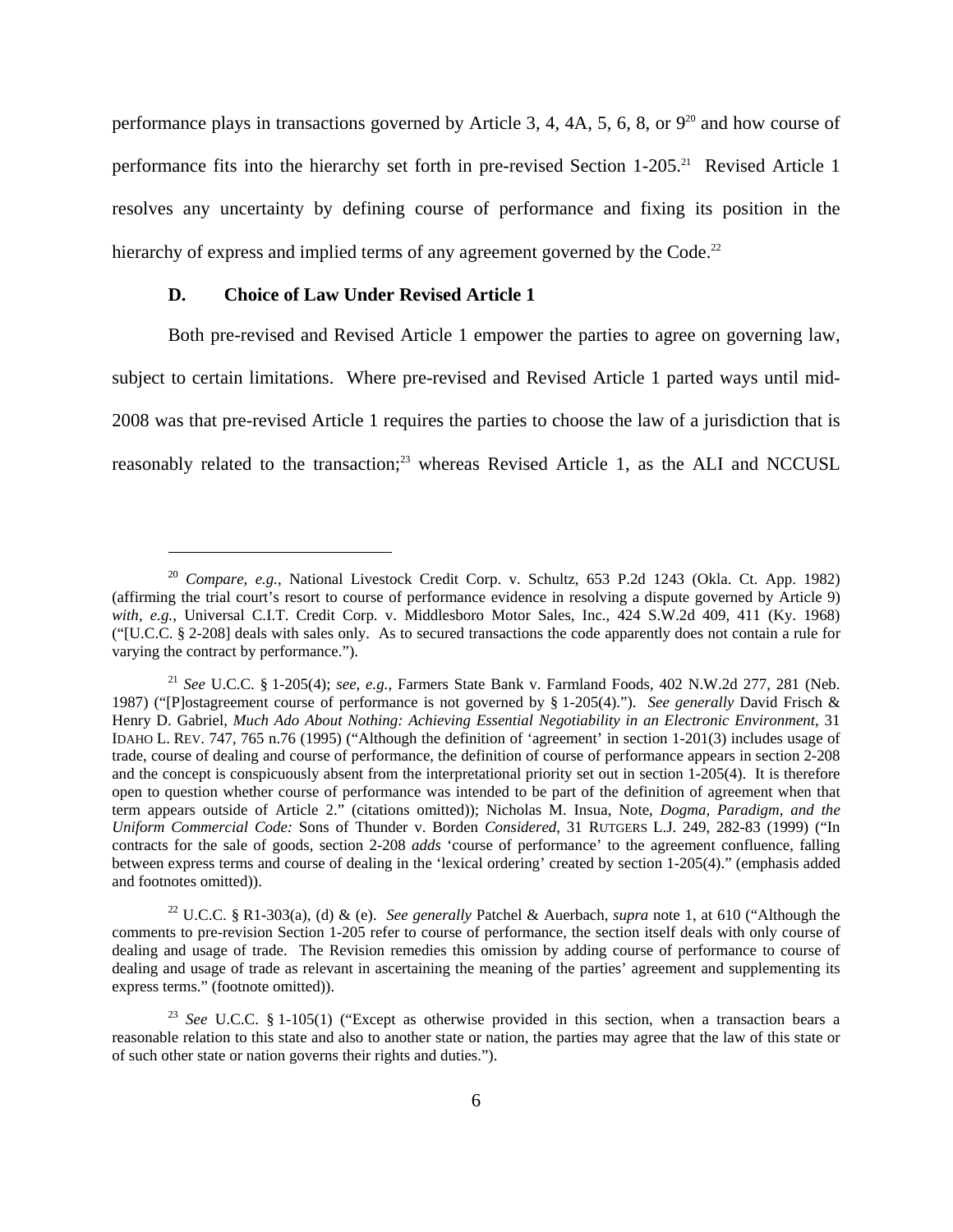performance plays in transactions governed by Article 3, 4, 4A, 5, 6, 8, or 9[20] and how course of performance fits into the hierarchy set forth in pre-revised Section 1-205.[21] Revised Article 1 resolves any uncertainty by defining course of performance and fixing its position in the hierarchy of express and implied terms of any agreement governed by the Code.[22]

### D. Choice of Law Under Revised Article 1

Both pre-revised and Revised Article 1 empower the parties to agree on governing law, subject to certain limitations. Where pre-revised and Revised Article 1 parted ways until mid-2008 was that pre-revised Article 1 requires the parties to choose the law of a jurisdiction that is reasonably related to the transaction;[23] whereas Revised Article 1, as the ALI and NCCUSL

---

[20] *Compare, e.g.*, National Livestock Credit Corp. v. Schultz, 653 P.2d 1243 (Okla. Ct. App. 1982) (affirming the trial court's resort to course of performance evidence in resolving a dispute governed by Article 9) *with, e.g.*, Universal C.I.T. Credit Corp. v. Middlesboro Motor Sales, Inc., 424 S.W.2d 409, 411 (Ky. 1968) ("[U.C.C. § 2-208] deals with sales only. As to secured transactions the code apparently does not contain a rule for varying the contract by performance.").

[21] *See* U.C.C. § 1-205(4); *see, e.g.*, Farmers State Bank v. Farmland Foods, 402 N.W.2d 277, 281 (Neb. 1987) ("[P]ostagreement course of performance is not governed by § 1-205(4)."). *See generally* David Frisch & Henry D. Gabriel, *Much Ado About Nothing: Achieving Essential Negotiability in an Electronic Environment*, 31 IDAHO L. REV. 747, 765 n.76 (1995) ("Although the definition of 'agreement' in section 1-201(3) includes usage of trade, course of dealing and course of performance, the definition of course of performance appears in section 2-208 and the concept is conspicuously absent from the interpretational priority set out in section 1-205(4). It is therefore open to question whether course of performance was intended to be part of the definition of agreement when that term appears outside of Article 2." (citations omitted)); Nicholas M. Insua, Note, *Dogma, Paradigm, and the Uniform Commercial Code:* Sons of Thunder v. Borden *Considered*, 31 RUTGERS L.J. 249, 282-83 (1999) ("In contracts for the sale of goods, section 2-208 *adds* 'course of performance' to the agreement confluence, falling between express terms and course of dealing in the 'lexical ordering' created by section 1-205(4)." (emphasis added and footnotes omitted)).

[22] U.C.C. § R1-303(a), (d) & (e). *See generally* Patchel & Auerbach, *supra* note 1, at 610 ("Although the comments to pre-revision Section 1-205 refer to course of performance, the section itself deals with only course of dealing and usage of trade. The Revision remedies this omission by adding course of performance to course of dealing and usage of trade as relevant in ascertaining the meaning of the parties' agreement and supplementing its express terms." (footnote omitted)).

[23] *See* U.C.C. § 1-105(1) ("Except as otherwise provided in this section, when a transaction bears a reasonable relation to this state and also to another state or nation, the parties may agree that the law of this state or of such other state or nation governs their rights and duties.").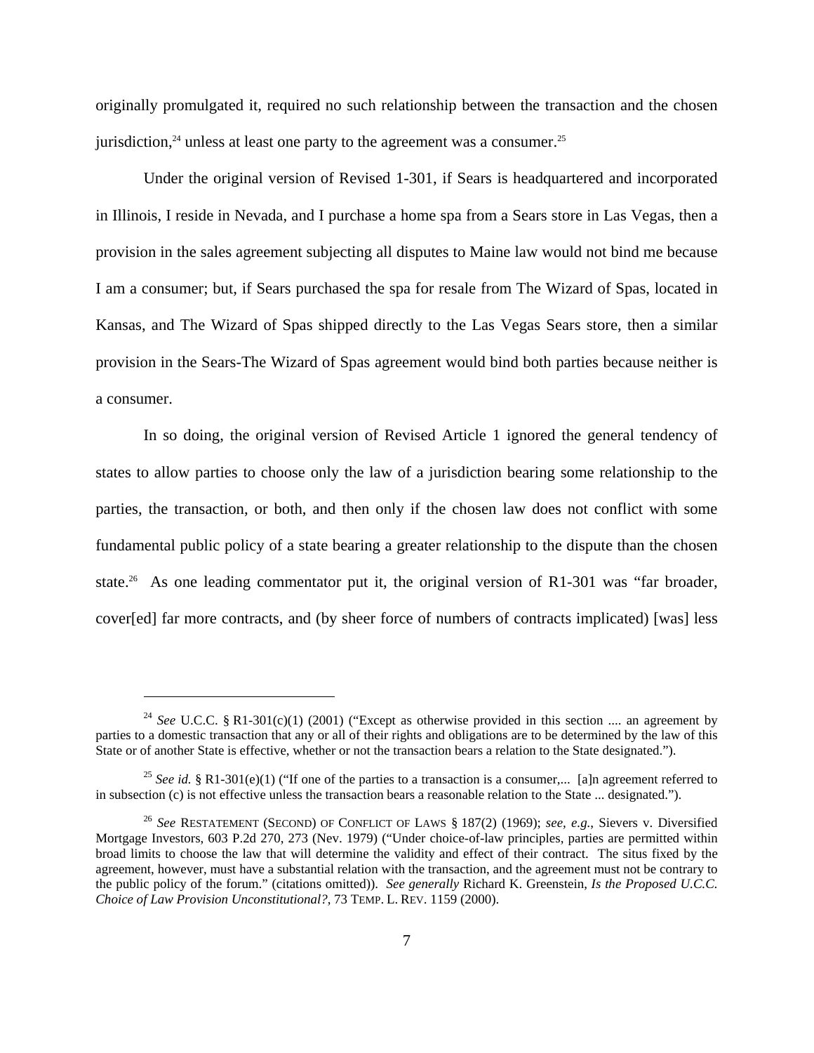originally promulgated it, required no such relationship between the transaction and the chosen jurisdiction,[24] unless at least one party to the agreement was a consumer.[25]

Under the original version of Revised 1-301, if Sears is headquartered and incorporated in Illinois, I reside in Nevada, and I purchase a home spa from a Sears store in Las Vegas, then a provision in the sales agreement subjecting all disputes to Maine law would not bind me because I am a consumer; but, if Sears purchased the spa for resale from The Wizard of Spas, located in Kansas, and The Wizard of Spas shipped directly to the Las Vegas Sears store, then a similar provision in the Sears-The Wizard of Spas agreement would bind both parties because neither is a consumer.

In so doing, the original version of Revised Article 1 ignored the general tendency of states to allow parties to choose only the law of a jurisdiction bearing some relationship to the parties, the transaction, or both, and then only if the chosen law does not conflict with some fundamental public policy of a state bearing a greater relationship to the dispute than the chosen state.[26] As one leading commentator put it, the original version of R1-301 was "far broader, cover[ed] far more contracts, and (by sheer force of numbers of contracts implicated) [was] less

---

[24] *See* U.C.C. § R1-301(c)(1) (2001) ("Except as otherwise provided in this section .... an agreement by parties to a domestic transaction that any or all of their rights and obligations are to be determined by the law of this State or of another State is effective, whether or not the transaction bears a relation to the State designated.").

[25] *See id.* § R1-301(e)(1) ("If one of the parties to a transaction is a consumer,... [a]n agreement referred to in subsection (c) is not effective unless the transaction bears a reasonable relation to the State ... designated.").

[26] *See* RESTATEMENT (SECOND) OF CONFLICT OF LAWS § 187(2) (1969); *see, e.g.*, Sievers v. Diversified Mortgage Investors, 603 P.2d 270, 273 (Nev. 1979) ("Under choice-of-law principles, parties are permitted within broad limits to choose the law that will determine the validity and effect of their contract. The situs fixed by the agreement, however, must have a substantial relation with the transaction, and the agreement must not be contrary to the public policy of the forum." (citations omitted)). *See generally* Richard K. Greenstein, *Is the Proposed U.C.C. Choice of Law Provision Unconstitutional?*, 73 TEMP. L. REV. 1159 (2000).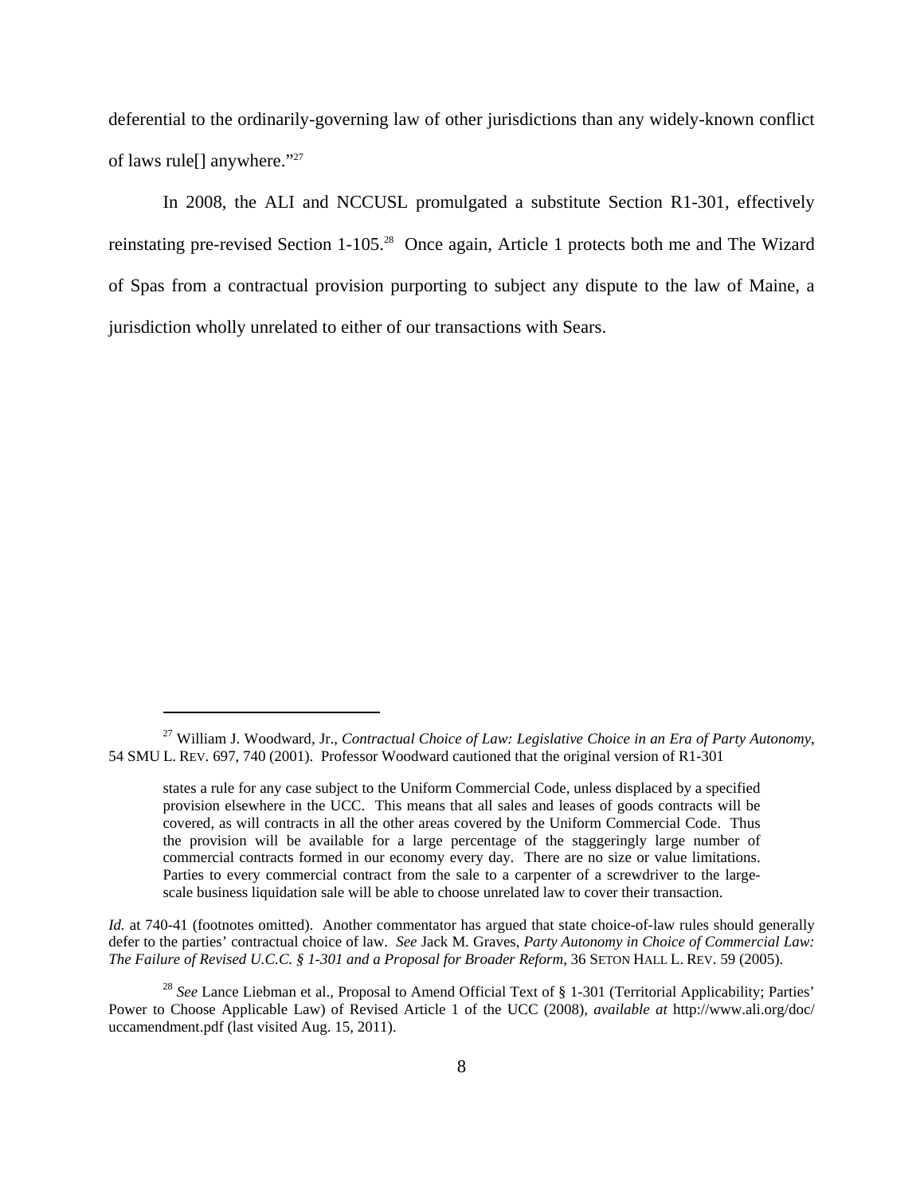deferential to the ordinarily-governing law of other jurisdictions than any widely-known conflict of laws rule[] anywhere."[27]

In 2008, the ALI and NCCUSL promulgated a substitute Section R1-301, effectively reinstating pre-revised Section 1-105.[28] Once again, Article 1 protects both me and The Wizard of Spas from a contractual provision purporting to subject any dispute to the law of Maine, a jurisdiction wholly unrelated to either of our transactions with Sears.

---

[27] William J. Woodward, Jr., *Contractual Choice of Law: Legislative Choice in an Era of Party Autonomy*, 54 SMU L. REV. 697, 740 (2001). Professor Woodward cautioned that the original version of R1-301

> states a rule for any case subject to the Uniform Commercial Code, unless displaced by a specified provision elsewhere in the UCC. This means that all sales and leases of goods contracts will be covered, as will contracts in all the other areas covered by the Uniform Commercial Code. Thus the provision will be available for a large percentage of the staggeringly large number of commercial contracts formed in our economy every day. There are no size or value limitations. Parties to every commercial contract from the sale to a carpenter of a screwdriver to the large-scale business liquidation sale will be able to choose unrelated law to cover their transaction.

*Id.* at 740-41 (footnotes omitted). Another commentator has argued that state choice-of-law rules should generally defer to the parties' contractual choice of law. *See* Jack M. Graves, *Party Autonomy in Choice of Commercial Law: The Failure of Revised U.C.C. § 1-301 and a Proposal for Broader Reform*, 36 SETON HALL L. REV. 59 (2005).

[28] *See* Lance Liebman et al., Proposal to Amend Official Text of § 1-301 (Territorial Applicability; Parties' Power to Choose Applicable Law) of Revised Article 1 of the UCC (2008), *available at* http://www.ali.org/doc/uccamendment.pdf (last visited Aug. 15, 2011).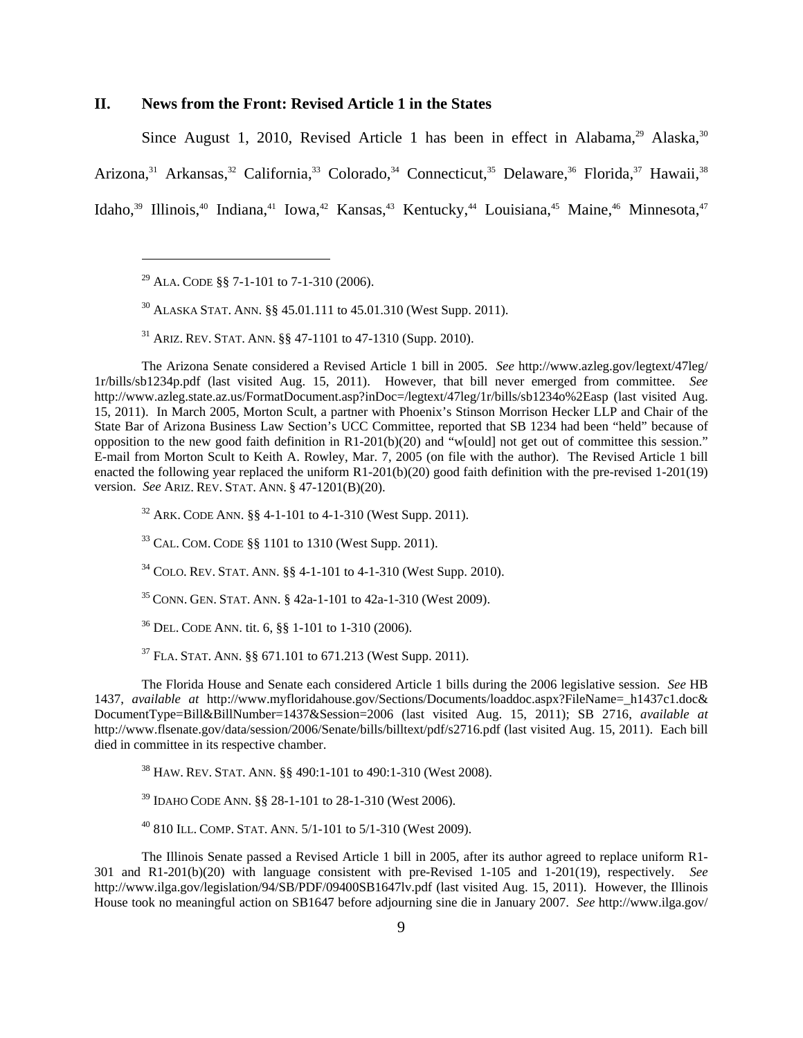## II. News from the Front: Revised Article 1 in the States

Since August 1, 2010, Revised Article 1 has been in effect in Alabama,[29] Alaska,[30] Arizona,[31] Arkansas,[32] California,[33] Colorado,[34] Connecticut,[35] Delaware,[36] Florida,[37] Hawaii,[38] Idaho,[39] Illinois,[40] Indiana,[41] Iowa,[42] Kansas,[43] Kentucky,[44] Louisiana,[45] Maine,[46] Minnesota,[47]

---

[29] ALA. CODE §§ 7-1-101 to 7-1-310 (2006).

[30] ALASKA STAT. ANN. §§ 45.01.111 to 45.01.310 (West Supp. 2011).

[31] ARIZ. REV. STAT. ANN. §§ 47-1101 to 47-1310 (Supp. 2010).

The Arizona Senate considered a Revised Article 1 bill in 2005. *See* http://www.azleg.gov/legtext/47leg/1r/bills/sb1234p.pdf (last visited Aug. 15, 2011). However, that bill never emerged from committee. *See* http://www.azleg.state.az.us/FormatDocument.asp?inDoc=/legtext/47leg/1r/bills/sb1234o%2Easp (last visited Aug. 15, 2011). In March 2005, Morton Scult, a partner with Phoenix's Stinson Morrison Hecker LLP and Chair of the State Bar of Arizona Business Law Section's UCC Committee, reported that SB 1234 had been "held" because of opposition to the new good faith definition in R1-201(b)(20) and "w[ould] not get out of committee this session." E-mail from Morton Scult to Keith A. Rowley, Mar. 7, 2005 (on file with the author). The Revised Article 1 bill enacted the following year replaced the uniform R1-201(b)(20) good faith definition with the pre-revised 1-201(19) version. *See* ARIZ. REV. STAT. ANN. § 47-1201(B)(20).

[32] ARK. CODE ANN. §§ 4-1-101 to 4-1-310 (West Supp. 2011).

[33] CAL. COM. CODE §§ 1101 to 1310 (West Supp. 2011).

[34] COLO. REV. STAT. ANN. §§ 4-1-101 to 4-1-310 (West Supp. 2010).

[35] CONN. GEN. STAT. ANN. § 42a-1-101 to 42a-1-310 (West 2009).

[36] DEL. CODE ANN. tit. 6, §§ 1-101 to 1-310 (2006).

[37] FLA. STAT. ANN. §§ 671.101 to 671.213 (West Supp. 2011).

The Florida House and Senate each considered Article 1 bills during the 2006 legislative session. *See* HB 1437, *available at* http://www.myfloridahouse.gov/Sections/Documents/loaddoc.aspx?FileName=_h1437c1.doc&DocumentType=Bill&BillNumber=1437&Session=2006 (last visited Aug. 15, 2011); SB 2716, *available at* http://www.flsenate.gov/data/session/2006/Senate/bills/billtext/pdf/s2716.pdf (last visited Aug. 15, 2011). Each bill died in committee in its respective chamber.

[38] HAW. REV. STAT. ANN. §§ 490:1-101 to 490:1-310 (West 2008).

[39] IDAHO CODE ANN. §§ 28-1-101 to 28-1-310 (West 2006).

[40] 810 ILL. COMP. STAT. ANN. 5/1-101 to 5/1-310 (West 2009).

The Illinois Senate passed a Revised Article 1 bill in 2005, after its author agreed to replace uniform R1-301 and R1-201(b)(20) with language consistent with pre-Revised 1-105 and 1-201(19), respectively. *See* http://www.ilga.gov/legislation/94/SB/PDF/09400SB1647lv.pdf (last visited Aug. 15, 2011). However, the Illinois House took no meaningful action on SB1647 before adjourning sine die in January 2007. *See* http://www.ilga.gov/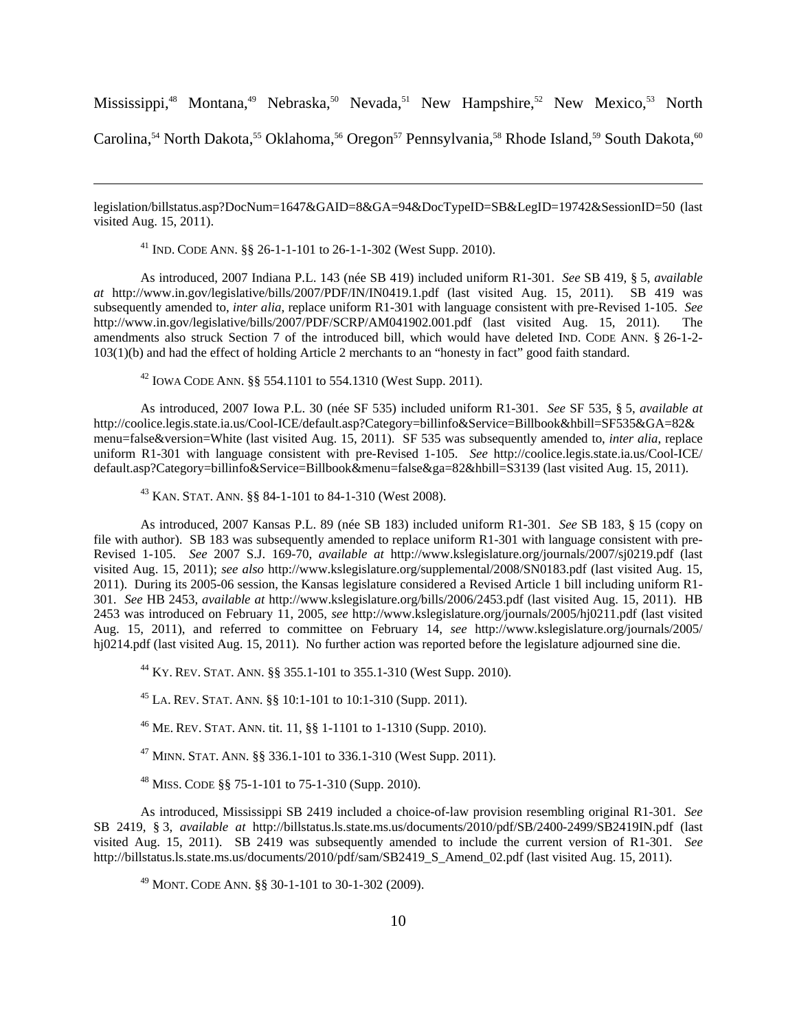Mississippi,[48] Montana,[49] Nebraska,[50] Nevada,[51] New Hampshire,[52] New Mexico,[53] North Carolina,[54] North Dakota,[55] Oklahoma,[56] Oregon[57] Pennsylvania,[58] Rhode Island,[59] South Dakota,[60]

---

legislation/billstatus.asp?DocNum=1647&GAID=8&GA=94&DocTypeID=SB&LegID=19742&SessionID=50 (last visited Aug. 15, 2011).

[41] IND. CODE ANN. §§ 26-1-1-101 to 26-1-1-302 (West Supp. 2010).

As introduced, 2007 Indiana P.L. 143 (née SB 419) included uniform R1-301. *See* SB 419, § 5, *available at* http://www.in.gov/legislative/bills/2007/PDF/IN/IN0419.1.pdf (last visited Aug. 15, 2011). SB 419 was subsequently amended to, *inter alia*, replace uniform R1-301 with language consistent with pre-Revised 1-105. *See* http://www.in.gov/legislative/bills/2007/PDF/SCRP/AM041902.001.pdf (last visited Aug. 15, 2011). The amendments also struck Section 7 of the introduced bill, which would have deleted IND. CODE ANN. § 26-1-2-103(1)(b) and had the effect of holding Article 2 merchants to an "honesty in fact" good faith standard.

[42] IOWA CODE ANN. §§ 554.1101 to 554.1310 (West Supp. 2011).

As introduced, 2007 Iowa P.L. 30 (née SF 535) included uniform R1-301. *See* SF 535, § 5, *available at* http://coolice.legis.state.ia.us/Cool-ICE/default.asp?Category=billinfo&Service=Billbook&hbill=SF535&GA=82&menu=false&version=White (last visited Aug. 15, 2011). SF 535 was subsequently amended to, *inter alia*, replace uniform R1-301 with language consistent with pre-Revised 1-105. *See* http://coolice.legis.state.ia.us/Cool-ICE/default.asp?Category=billinfo&Service=Billbook&menu=false&ga=82&hbill=S3139 (last visited Aug. 15, 2011).

[43] KAN. STAT. ANN. §§ 84-1-101 to 84-1-310 (West 2008).

As introduced, 2007 Kansas P.L. 89 (née SB 183) included uniform R1-301. *See* SB 183, § 15 (copy on file with author). SB 183 was subsequently amended to replace uniform R1-301 with language consistent with pre-Revised 1-105. *See* 2007 S.J. 169-70, *available at* http://www.kslegislature.org/journals/2007/sj0219.pdf (last visited Aug. 15, 2011); *see also* http://www.kslegislature.org/supplemental/2008/SN0183.pdf (last visited Aug. 15, 2011). During its 2005-06 session, the Kansas legislature considered a Revised Article 1 bill including uniform R1-301. *See* HB 2453, *available at* http://www.kslegislature.org/bills/2006/2453.pdf (last visited Aug. 15, 2011). HB 2453 was introduced on February 11, 2005, *see* http://www.kslegislature.org/journals/2005/hj0211.pdf (last visited Aug. 15, 2011), and referred to committee on February 14, *see* http://www.kslegislature.org/journals/2005/hj0214.pdf (last visited Aug. 15, 2011). No further action was reported before the legislature adjourned sine die.

[44] KY. REV. STAT. ANN. §§ 355.1-101 to 355.1-310 (West Supp. 2010).

[45] LA. REV. STAT. ANN. §§ 10:1-101 to 10:1-310 (Supp. 2011).

[46] ME. REV. STAT. ANN. tit. 11, §§ 1-1101 to 1-1310 (Supp. 2010).

[47] MINN. STAT. ANN. §§ 336.1-101 to 336.1-310 (West Supp. 2011).

[48] MISS. CODE §§ 75-1-101 to 75-1-310 (Supp. 2010).

As introduced, Mississippi SB 2419 included a choice-of-law provision resembling original R1-301. *See* SB 2419, § 3, *available at* http://billstatus.ls.state.ms.us/documents/2010/pdf/SB/2400-2499/SB2419IN.pdf (last visited Aug. 15, 2011). SB 2419 was subsequently amended to include the current version of R1-301. *See* http://billstatus.ls.state.ms.us/documents/2010/pdf/sam/SB2419_S_Amend_02.pdf (last visited Aug. 15, 2011).

[49] MONT. CODE ANN. §§ 30-1-101 to 30-1-302 (2009).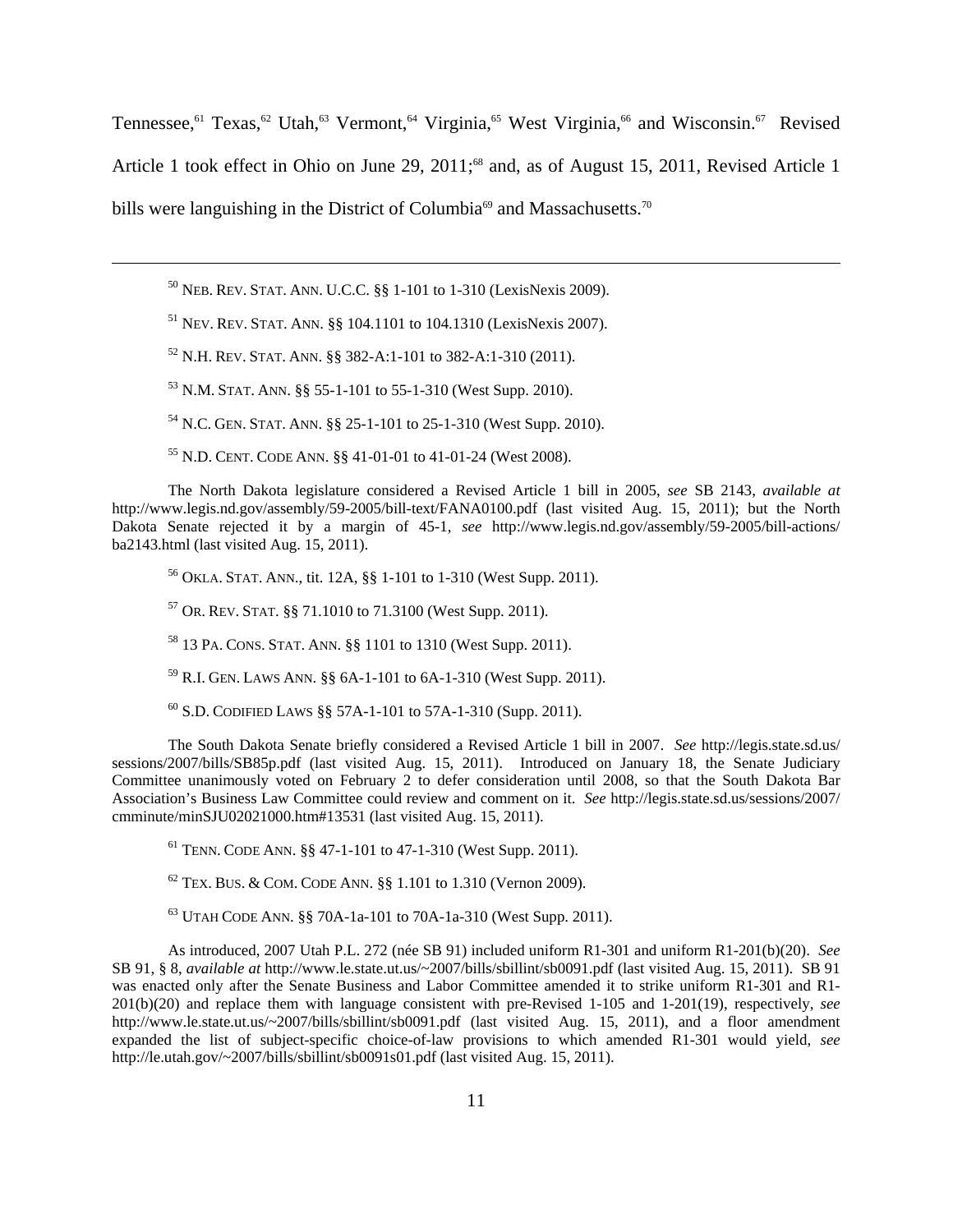Tennessee,[61] Texas,[62] Utah,[63] Vermont,[64] Virginia,[65] West Virginia,[66] and Wisconsin.[67] Revised Article 1 took effect in Ohio on June 29, 2011;[68] and, as of August 15, 2011, Revised Article 1 bills were languishing in the District of Columbia[69] and Massachusetts.[70]

---

[50] NEB. REV. STAT. ANN. U.C.C. §§ 1-101 to 1-310 (LexisNexis 2009).

[51] NEV. REV. STAT. ANN. §§ 104.1101 to 104.1310 (LexisNexis 2007).

[52] N.H. REV. STAT. ANN. §§ 382-A:1-101 to 382-A:1-310 (2011).

[53] N.M. STAT. ANN. §§ 55-1-101 to 55-1-310 (West Supp. 2010).

[54] N.C. GEN. STAT. ANN. §§ 25-1-101 to 25-1-310 (West Supp. 2010).

[55] N.D. CENT. CODE ANN. §§ 41-01-01 to 41-01-24 (West 2008).

The North Dakota legislature considered a Revised Article 1 bill in 2005, *see* SB 2143, *available at* http://www.legis.nd.gov/assembly/59-2005/bill-text/FANA0100.pdf (last visited Aug. 15, 2011); but the North Dakota Senate rejected it by a margin of 45-1, *see* http://www.legis.nd.gov/assembly/59-2005/bill-actions/ba2143.html (last visited Aug. 15, 2011).

[56] OKLA. STAT. ANN., tit. 12A, §§ 1-101 to 1-310 (West Supp. 2011).

[57] OR. REV. STAT. §§ 71.1010 to 71.3100 (West Supp. 2011).

[58] 13 PA. CONS. STAT. ANN. §§ 1101 to 1310 (West Supp. 2011).

[59] R.I. GEN. LAWS ANN. §§ 6A-1-101 to 6A-1-310 (West Supp. 2011).

[60] S.D. CODIFIED LAWS §§ 57A-1-101 to 57A-1-310 (Supp. 2011).

The South Dakota Senate briefly considered a Revised Article 1 bill in 2007. *See* http://legis.state.sd.us/sessions/2007/bills/SB85p.pdf (last visited Aug. 15, 2011). Introduced on January 18, the Senate Judiciary Committee unanimously voted on February 2 to defer consideration until 2008, so that the South Dakota Bar Association's Business Law Committee could review and comment on it. *See* http://legis.state.sd.us/sessions/2007/cmminute/minSJU02021000.htm#13531 (last visited Aug. 15, 2011).

[61] TENN. CODE ANN. §§ 47-1-101 to 47-1-310 (West Supp. 2011).

[62] TEX. BUS. & COM. CODE ANN. §§ 1.101 to 1.310 (Vernon 2009).

[63] UTAH CODE ANN. §§ 70A-1a-101 to 70A-1a-310 (West Supp. 2011).

As introduced, 2007 Utah P.L. 272 (née SB 91) included uniform R1-301 and uniform R1-201(b)(20). *See* SB 91, § 8, *available at* http://www.le.state.ut.us/~2007/bills/sbillint/sb0091.pdf (last visited Aug. 15, 2011). SB 91 was enacted only after the Senate Business and Labor Committee amended it to strike uniform R1-301 and R1-201(b)(20) and replace them with language consistent with pre-Revised 1-105 and 1-201(19), respectively, *see* http://www.le.state.ut.us/~2007/bills/sbillint/sb0091.pdf (last visited Aug. 15, 2011), and a floor amendment expanded the list of subject-specific choice-of-law provisions to which amended R1-301 would yield, *see* http://le.utah.gov/~2007/bills/sbillint/sb0091s01.pdf (last visited Aug. 15, 2011).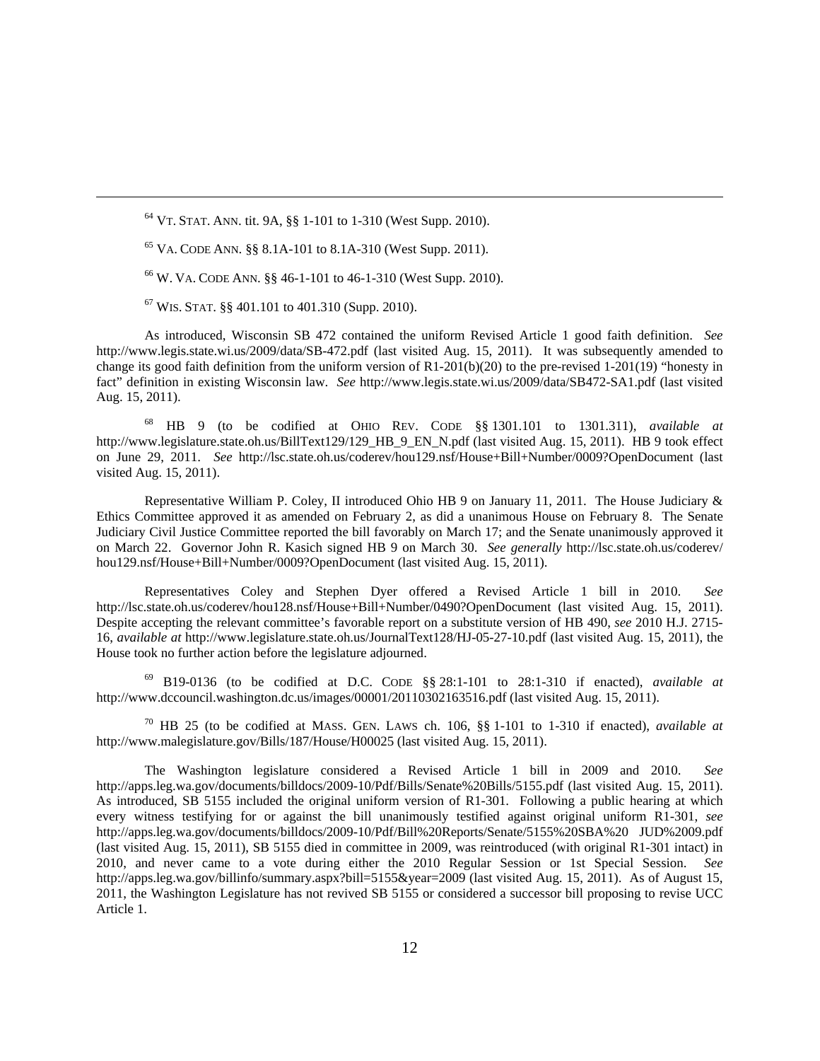[64] VT. STAT. ANN. tit. 9A, §§ 1-101 to 1-310 (West Supp. 2010).

[65] VA. CODE ANN. §§ 8.1A-101 to 8.1A-310 (West Supp. 2011).

[66] W. VA. CODE ANN. §§ 46-1-101 to 46-1-310 (West Supp. 2010).

[67] WIS. STAT. §§ 401.101 to 401.310 (Supp. 2010).

As introduced, Wisconsin SB 472 contained the uniform Revised Article 1 good faith definition. *See* http://www.legis.state.wi.us/2009/data/SB-472.pdf (last visited Aug. 15, 2011). It was subsequently amended to change its good faith definition from the uniform version of R1-201(b)(20) to the pre-revised 1-201(19) "honesty in fact" definition in existing Wisconsin law. *See* http://www.legis.state.wi.us/2009/data/SB472-SA1.pdf (last visited Aug. 15, 2011).

[68] HB 9 (to be codified at OHIO REV. CODE §§ 1301.101 to 1301.311), *available at* http://www.legislature.state.oh.us/BillText129/129_HB_9_EN_N.pdf (last visited Aug. 15, 2011). HB 9 took effect on June 29, 2011. *See* http://lsc.state.oh.us/coderev/hou129.nsf/House+Bill+Number/0009?OpenDocument (last visited Aug. 15, 2011).

Representative William P. Coley, II introduced Ohio HB 9 on January 11, 2011. The House Judiciary & Ethics Committee approved it as amended on February 2, as did a unanimous House on February 8. The Senate Judiciary Civil Justice Committee reported the bill favorably on March 17; and the Senate unanimously approved it on March 22. Governor John R. Kasich signed HB 9 on March 30. *See generally* http://lsc.state.oh.us/coderev/hou129.nsf/House+Bill+Number/0009?OpenDocument (last visited Aug. 15, 2011).

Representatives Coley and Stephen Dyer offered a Revised Article 1 bill in 2010. *See* http://lsc.state.oh.us/coderev/hou128.nsf/House+Bill+Number/0490?OpenDocument (last visited Aug. 15, 2011). Despite accepting the relevant committee's favorable report on a substitute version of HB 490, *see* 2010 H.J. 2715-16, *available at* http://www.legislature.state.oh.us/JournalText128/HJ-05-27-10.pdf (last visited Aug. 15, 2011), the House took no further action before the legislature adjourned.

[69] B19-0136 (to be codified at D.C. CODE §§ 28:1-101 to 28:1-310 if enacted), *available at* http://www.dccouncil.washington.dc.us/images/00001/20110302163516.pdf (last visited Aug. 15, 2011).

[70] HB 25 (to be codified at MASS. GEN. LAWS ch. 106, §§ 1-101 to 1-310 if enacted), *available at* http://www.malegislature.gov/Bills/187/House/H00025 (last visited Aug. 15, 2011).

The Washington legislature considered a Revised Article 1 bill in 2009 and 2010. *See* http://apps.leg.wa.gov/documents/billdocs/2009-10/Pdf/Bills/Senate%20Bills/5155.pdf (last visited Aug. 15, 2011). As introduced, SB 5155 included the original uniform version of R1-301. Following a public hearing at which every witness testifying for or against the bill unanimously testified against original uniform R1-301, *see* http://apps.leg.wa.gov/documents/billdocs/2009-10/Pdf/Bill%20Reports/Senate/5155%20SBA%20 JUD%2009.pdf (last visited Aug. 15, 2011), SB 5155 died in committee in 2009, was reintroduced (with original R1-301 intact) in 2010, and never came to a vote during either the 2010 Regular Session or 1st Special Session. *See* http://apps.leg.wa.gov/billinfo/summary.aspx?bill=5155&year=2009 (last visited Aug. 15, 2011). As of August 15, 2011, the Washington Legislature has not revived SB 5155 or considered a successor bill proposing to revise UCC Article 1.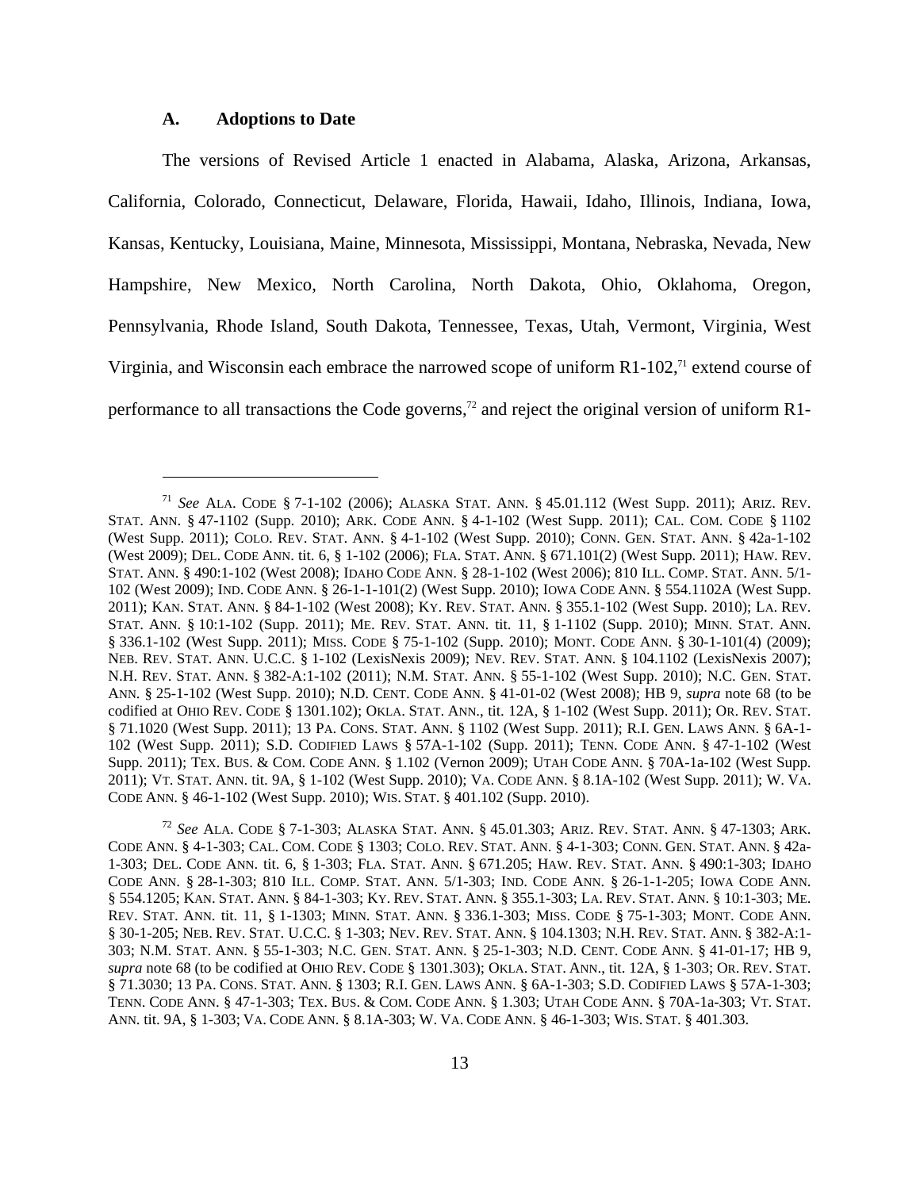### A. Adoptions to Date

The versions of Revised Article 1 enacted in Alabama, Alaska, Arizona, Arkansas, California, Colorado, Connecticut, Delaware, Florida, Hawaii, Idaho, Illinois, Indiana, Iowa, Kansas, Kentucky, Louisiana, Maine, Minnesota, Mississippi, Montana, Nebraska, Nevada, New Hampshire, New Mexico, North Carolina, North Dakota, Ohio, Oklahoma, Oregon, Pennsylvania, Rhode Island, South Dakota, Tennessee, Texas, Utah, Vermont, Virginia, West Virginia, and Wisconsin each embrace the narrowed scope of uniform R1-102,[71] extend course of performance to all transactions the Code governs,[72] and reject the original version of uniform R1-

---

[71] *See* ALA. CODE § 7-1-102 (2006); ALASKA STAT. ANN. § 45.01.112 (West Supp. 2011); ARIZ. REV. STAT. ANN. § 47-1102 (Supp. 2010); ARK. CODE ANN. § 4-1-102 (West Supp. 2011); CAL. COM. CODE § 1102 (West Supp. 2011); COLO. REV. STAT. ANN. § 4-1-102 (West Supp. 2010); CONN. GEN. STAT. ANN. § 42a-1-102 (West 2009); DEL. CODE ANN. tit. 6, § 1-102 (2006); FLA. STAT. ANN. § 671.101(2) (West Supp. 2011); HAW. REV. STAT. ANN. § 490:1-102 (West 2008); IDAHO CODE ANN. § 28-1-102 (West 2006); 810 ILL. COMP. STAT. ANN. 5/1-102 (West 2009); IND. CODE ANN. § 26-1-1-101(2) (West Supp. 2010); IOWA CODE ANN. § 554.1102A (West Supp. 2011); KAN. STAT. ANN. § 84-1-102 (West 2008); KY. REV. STAT. ANN. § 355.1-102 (West Supp. 2010); LA. REV. STAT. ANN. § 10:1-102 (Supp. 2011); ME. REV. STAT. ANN. tit. 11, § 1-1102 (Supp. 2010); MINN. STAT. ANN. § 336.1-102 (West Supp. 2011); MISS. CODE § 75-1-102 (Supp. 2010); MONT. CODE ANN. § 30-1-101(4) (2009); NEB. REV. STAT. ANN. U.C.C. § 1-102 (LexisNexis 2009); NEV. REV. STAT. ANN. § 104.1102 (LexisNexis 2007); N.H. REV. STAT. ANN. § 382-A:1-102 (2011); N.M. STAT. ANN. § 55-1-102 (West Supp. 2010); N.C. GEN. STAT. ANN. § 25-1-102 (West Supp. 2010); N.D. CENT. CODE ANN. § 41-01-02 (West 2008); HB 9, *supra* note 68 (to be codified at OHIO REV. CODE § 1301.102); OKLA. STAT. ANN., tit. 12A, § 1-102 (West Supp. 2011); OR. REV. STAT. § 71.1020 (West Supp. 2011); 13 PA. CONS. STAT. ANN. § 1102 (West Supp. 2011); R.I. GEN. LAWS ANN. § 6A-1-102 (West Supp. 2011); S.D. CODIFIED LAWS § 57A-1-102 (Supp. 2011); TENN. CODE ANN. § 47-1-102 (West Supp. 2011); TEX. BUS. & COM. CODE ANN. § 1.102 (Vernon 2009); UTAH CODE ANN. § 70A-1a-102 (West Supp. 2011); VT. STAT. ANN. tit. 9A, § 1-102 (West Supp. 2010); VA. CODE ANN. § 8.1A-102 (West Supp. 2011); W. VA. CODE ANN. § 46-1-102 (West Supp. 2010); WIS. STAT. § 401.102 (Supp. 2010).

[72] *See* ALA. CODE § 7-1-303; ALASKA STAT. ANN. § 45.01.303; ARIZ. REV. STAT. ANN. § 47-1303; ARK. CODE ANN. § 4-1-303; CAL. COM. CODE § 1303; COLO. REV. STAT. ANN. § 4-1-303; CONN. GEN. STAT. ANN. § 42a-1-303; DEL. CODE ANN. tit. 6, § 1-303; FLA. STAT. ANN. § 671.205; HAW. REV. STAT. ANN. § 490:1-303; IDAHO CODE ANN. § 28-1-303; 810 ILL. COMP. STAT. ANN. 5/1-303; IND. CODE ANN. § 26-1-1-205; IOWA CODE ANN. § 554.1205; KAN. STAT. ANN. § 84-1-303; KY. REV. STAT. ANN. § 355.1-303; LA. REV. STAT. ANN. § 10:1-303; ME. REV. STAT. ANN. tit. 11, § 1-1303; MINN. STAT. ANN. § 336.1-303; MISS. CODE § 75-1-303; MONT. CODE ANN. § 30-1-205; NEB. REV. STAT. U.C.C. § 1-303; NEV. REV. STAT. ANN. § 104.1303; N.H. REV. STAT. ANN. § 382-A:1-303; N.M. STAT. ANN. § 55-1-303; N.C. GEN. STAT. ANN. § 25-1-303; N.D. CENT. CODE ANN. § 41-01-17; HB 9, *supra* note 68 (to be codified at OHIO REV. CODE § 1301.303); OKLA. STAT. ANN., tit. 12A, § 1-303; OR. REV. STAT. § 71.3030; 13 PA. CONS. STAT. ANN. § 1303; R.I. GEN. LAWS ANN. § 6A-1-303; S.D. CODIFIED LAWS § 57A-1-303; TENN. CODE ANN. § 47-1-303; TEX. BUS. & COM. CODE ANN. § 1.303; UTAH CODE ANN. § 70A-1a-303; VT. STAT. ANN. tit. 9A, § 1-303; VA. CODE ANN. § 8.1A-303; W. VA. CODE ANN. § 46-1-303; WIS. STAT. § 401.303.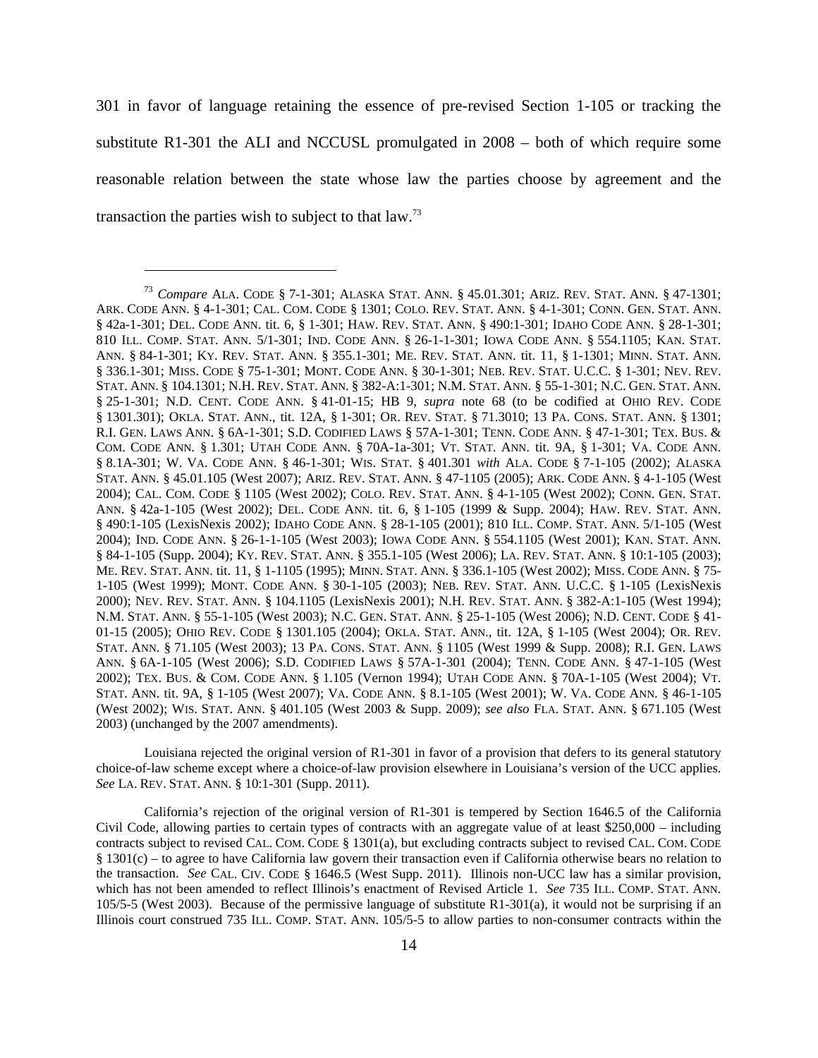301 in favor of language retaining the essence of pre-revised Section 1-105 or tracking the substitute R1-301 the ALI and NCCUSL promulgated in 2008 – both of which require some reasonable relation between the state whose law the parties choose by agreement and the transaction the parties wish to subject to that law.[73]

---

[73] *Compare* ALA. CODE § 7-1-301; ALASKA STAT. ANN. § 45.01.301; ARIZ. REV. STAT. ANN. § 47-1301; ARK. CODE ANN. § 4-1-301; CAL. COM. CODE § 1301; COLO. REV. STAT. ANN. § 4-1-301; CONN. GEN. STAT. ANN. § 42a-1-301; DEL. CODE ANN. tit. 6, § 1-301; HAW. REV. STAT. ANN. § 490:1-301; IDAHO CODE ANN. § 28-1-301; 810 ILL. COMP. STAT. ANN. 5/1-301; IND. CODE ANN. § 26-1-1-301; IOWA CODE ANN. § 554.1105; KAN. STAT. ANN. § 84-1-301; KY. REV. STAT. ANN. § 355.1-301; ME. REV. STAT. ANN. tit. 11, § 1-1301; MINN. STAT. ANN. § 336.1-301; MISS. CODE § 75-1-301; MONT. CODE ANN. § 30-1-301; NEB. REV. STAT. U.C.C. § 1-301; NEV. REV. STAT. ANN. § 104.1301; N.H. REV. STAT. ANN. § 382-A:1-301; N.M. STAT. ANN. § 55-1-301; N.C. GEN. STAT. ANN. § 25-1-301; N.D. CENT. CODE ANN. § 41-01-15; HB 9, *supra* note 68 (to be codified at OHIO REV. CODE § 1301.301); OKLA. STAT. ANN., tit. 12A, § 1-301; OR. REV. STAT. § 71.3010; 13 PA. CONS. STAT. ANN. § 1301; R.I. GEN. LAWS ANN. § 6A-1-301; S.D. CODIFIED LAWS § 57A-1-301; TENN. CODE ANN. § 47-1-301; TEX. BUS. & COM. CODE ANN. § 1.301; UTAH CODE ANN. § 70A-1a-301; VT. STAT. ANN. tit. 9A, § 1-301; VA. CODE ANN. § 8.1A-301; W. VA. CODE ANN. § 46-1-301; WIS. STAT. § 401.301 *with* ALA. CODE § 7-1-105 (2002); ALASKA STAT. ANN. § 45.01.105 (West 2007); ARIZ. REV. STAT. ANN. § 47-1105 (2005); ARK. CODE ANN. § 4-1-105 (West 2004); CAL. COM. CODE § 1105 (West 2002); COLO. REV. STAT. ANN. § 4-1-105 (West 2002); CONN. GEN. STAT. ANN. § 42a-1-105 (West 2002); DEL. CODE ANN. tit. 6, § 1-105 (1999 & Supp. 2004); HAW. REV. STAT. ANN. § 490:1-105 (LexisNexis 2002); IDAHO CODE ANN. § 28-1-105 (2001); 810 ILL. COMP. STAT. ANN. 5/1-105 (West 2004); IND. CODE ANN. § 26-1-1-105 (West 2003); IOWA CODE ANN. § 554.1105 (West 2001); KAN. STAT. ANN. § 84-1-105 (Supp. 2004); KY. REV. STAT. ANN. § 355.1-105 (West 2006); LA. REV. STAT. ANN. § 10:1-105 (2003); ME. REV. STAT. ANN. tit. 11, § 1-1105 (1995); MINN. STAT. ANN. § 336.1-105 (West 2002); MISS. CODE ANN. § 75-1-105 (West 1999); MONT. CODE ANN. § 30-1-105 (2003); NEB. REV. STAT. ANN. U.C.C. § 1-105 (LexisNexis 2000); NEV. REV. STAT. ANN. § 104.1105 (LexisNexis 2001); N.H. REV. STAT. ANN. § 382-A:1-105 (West 1994); N.M. STAT. ANN. § 55-1-105 (West 2003); N.C. GEN. STAT. ANN. § 25-1-105 (West 2006); N.D. CENT. CODE § 41-01-15 (2005); OHIO REV. CODE § 1301.105 (2004); OKLA. STAT. ANN., tit. 12A, § 1-105 (West 2004); OR. REV. STAT. ANN. § 71.105 (West 2003); 13 PA. CONS. STAT. ANN. § 1105 (West 1999 & Supp. 2008); R.I. GEN. LAWS ANN. § 6A-1-105 (West 2006); S.D. CODIFIED LAWS § 57A-1-301 (2004); TENN. CODE ANN. § 47-1-105 (West 2002); TEX. BUS. & COM. CODE ANN. § 1.105 (Vernon 1994); UTAH CODE ANN. § 70A-1-105 (West 2004); VT. STAT. ANN. tit. 9A, § 1-105 (West 2007); VA. CODE ANN. § 8.1-105 (West 2001); W. VA. CODE ANN. § 46-1-105 (West 2002); WIS. STAT. ANN. § 401.105 (West 2003 & Supp. 2009); *see also* FLA. STAT. ANN. § 671.105 (West 2003) (unchanged by the 2007 amendments).

Louisiana rejected the original version of R1-301 in favor of a provision that defers to its general statutory choice-of-law scheme except where a choice-of-law provision elsewhere in Louisiana's version of the UCC applies. *See* LA. REV. STAT. ANN. § 10:1-301 (Supp. 2011).

California's rejection of the original version of R1-301 is tempered by Section 1646.5 of the California Civil Code, allowing parties to certain types of contracts with an aggregate value of at least $250,000 – including contracts subject to revised CAL. COM. CODE § 1301(a), but excluding contracts subject to revised CAL. COM. CODE § 1301(c) – to agree to have California law govern their transaction even if California otherwise bears no relation to the transaction. *See* CAL. CIV. CODE § 1646.5 (West Supp. 2011). Illinois non-UCC law has a similar provision, which has not been amended to reflect Illinois's enactment of Revised Article 1. *See* 735 ILL. COMP. STAT. ANN. 105/5-5 (West 2003). Because of the permissive language of substitute R1-301(a), it would not be surprising if an Illinois court construed 735 ILL. COMP. STAT. ANN. 105/5-5 to allow parties to non-consumer contracts within the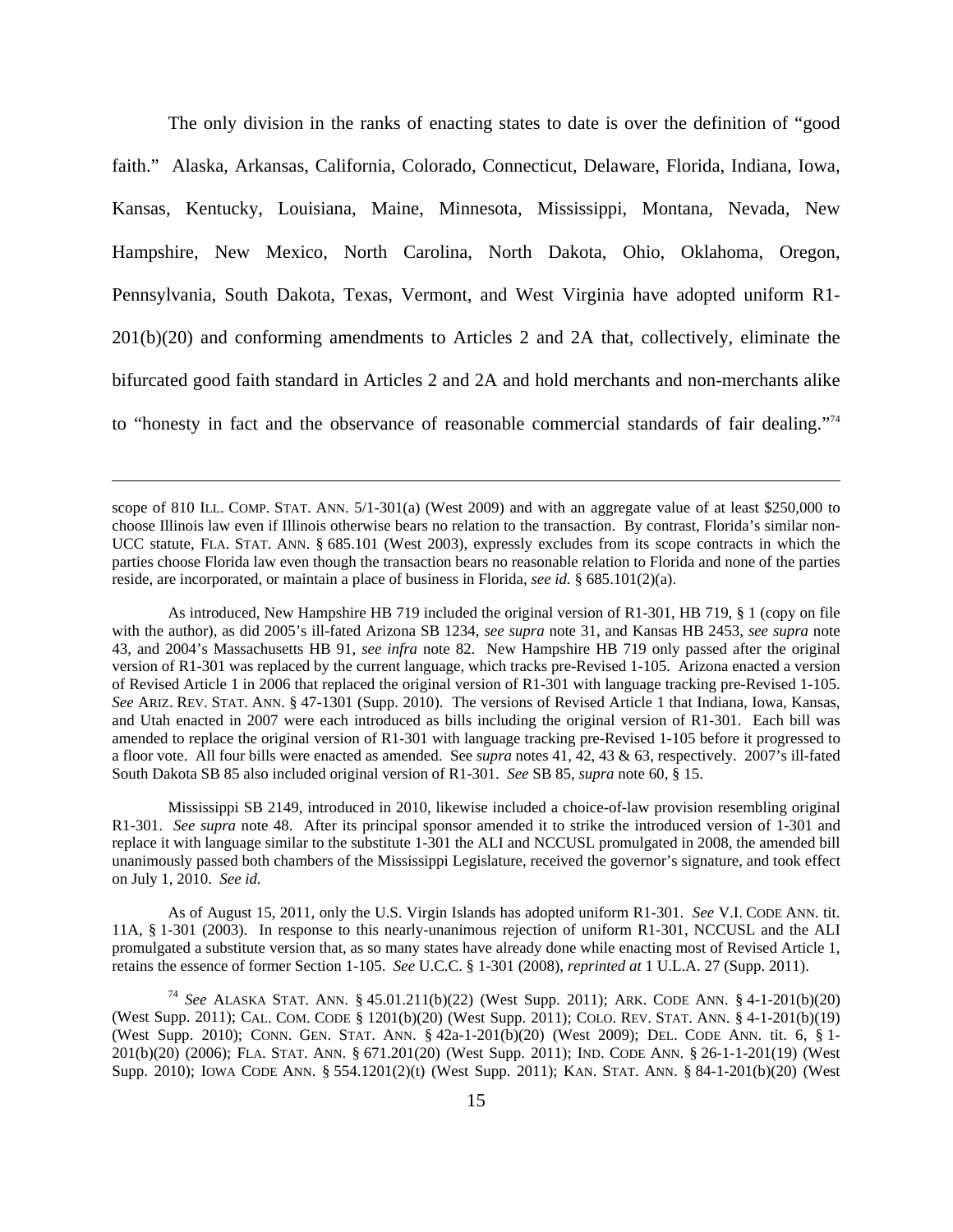The only division in the ranks of enacting states to date is over the definition of "good faith." Alaska, Arkansas, California, Colorado, Connecticut, Delaware, Florida, Indiana, Iowa, Kansas, Kentucky, Louisiana, Maine, Minnesota, Mississippi, Montana, Nevada, New Hampshire, New Mexico, North Carolina, North Dakota, Ohio, Oklahoma, Oregon, Pennsylvania, South Dakota, Texas, Vermont, and West Virginia have adopted uniform R1-201(b)(20) and conforming amendments to Articles 2 and 2A that, collectively, eliminate the bifurcated good faith standard in Articles 2 and 2A and hold merchants and non-merchants alike to "honesty in fact and the observance of reasonable commercial standards of fair dealing."[74]

---

scope of 810 ILL. COMP. STAT. ANN. 5/1-301(a) (West 2009) and with an aggregate value of at least $250,000 to choose Illinois law even if Illinois otherwise bears no relation to the transaction. By contrast, Florida's similar non-UCC statute, FLA. STAT. ANN. § 685.101 (West 2003), expressly excludes from its scope contracts in which the parties choose Florida law even though the transaction bears no reasonable relation to Florida and none of the parties reside, are incorporated, or maintain a place of business in Florida, *see id.* § 685.101(2)(a).

As introduced, New Hampshire HB 719 included the original version of R1-301, HB 719, § 1 (copy on file with the author), as did 2005's ill-fated Arizona SB 1234, *see supra* note 31, and Kansas HB 2453, *see supra* note 43, and 2004's Massachusetts HB 91, *see infra* note 82. New Hampshire HB 719 only passed after the original version of R1-301 was replaced by the current language, which tracks pre-Revised 1-105. Arizona enacted a version of Revised Article 1 in 2006 that replaced the original version of R1-301 with language tracking pre-Revised 1-105. *See* ARIZ. REV. STAT. ANN. § 47-1301 (Supp. 2010). The versions of Revised Article 1 that Indiana, Iowa, Kansas, and Utah enacted in 2007 were each introduced as bills including the original version of R1-301. Each bill was amended to replace the original version of R1-301 with language tracking pre-Revised 1-105 before it progressed to a floor vote. All four bills were enacted as amended. See *supra* notes 41, 42, 43 & 63, respectively. 2007's ill-fated South Dakota SB 85 also included original version of R1-301. *See* SB 85, *supra* note 60, § 15.

Mississippi SB 2149, introduced in 2010, likewise included a choice-of-law provision resembling original R1-301. *See supra* note 48. After its principal sponsor amended it to strike the introduced version of 1-301 and replace it with language similar to the substitute 1-301 the ALI and NCCUSL promulgated in 2008, the amended bill unanimously passed both chambers of the Mississippi Legislature, received the governor's signature, and took effect on July 1, 2010. *See id.*

As of August 15, 2011, only the U.S. Virgin Islands has adopted uniform R1-301. *See* V.I. CODE ANN. tit. 11A, § 1-301 (2003). In response to this nearly-unanimous rejection of uniform R1-301, NCCUSL and the ALI promulgated a substitute version that, as so many states have already done while enacting most of Revised Article 1, retains the essence of former Section 1-105. *See* U.C.C. § 1-301 (2008), *reprinted at* 1 U.L.A. 27 (Supp. 2011).

[74] *See* ALASKA STAT. ANN. § 45.01.211(b)(22) (West Supp. 2011); ARK. CODE ANN. § 4-1-201(b)(20) (West Supp. 2011); CAL. COM. CODE § 1201(b)(20) (West Supp. 2011); COLO. REV. STAT. ANN. § 4-1-201(b)(19) (West Supp. 2010); CONN. GEN. STAT. ANN. § 42a-1-201(b)(20) (West 2009); DEL. CODE ANN. tit. 6, § 1-201(b)(20) (2006); FLA. STAT. ANN. § 671.201(20) (West Supp. 2011); IND. CODE ANN. § 26-1-1-201(19) (West Supp. 2010); IOWA CODE ANN. § 554.1201(2)(t) (West Supp. 2011); KAN. STAT. ANN. § 84-1-201(b)(20) (West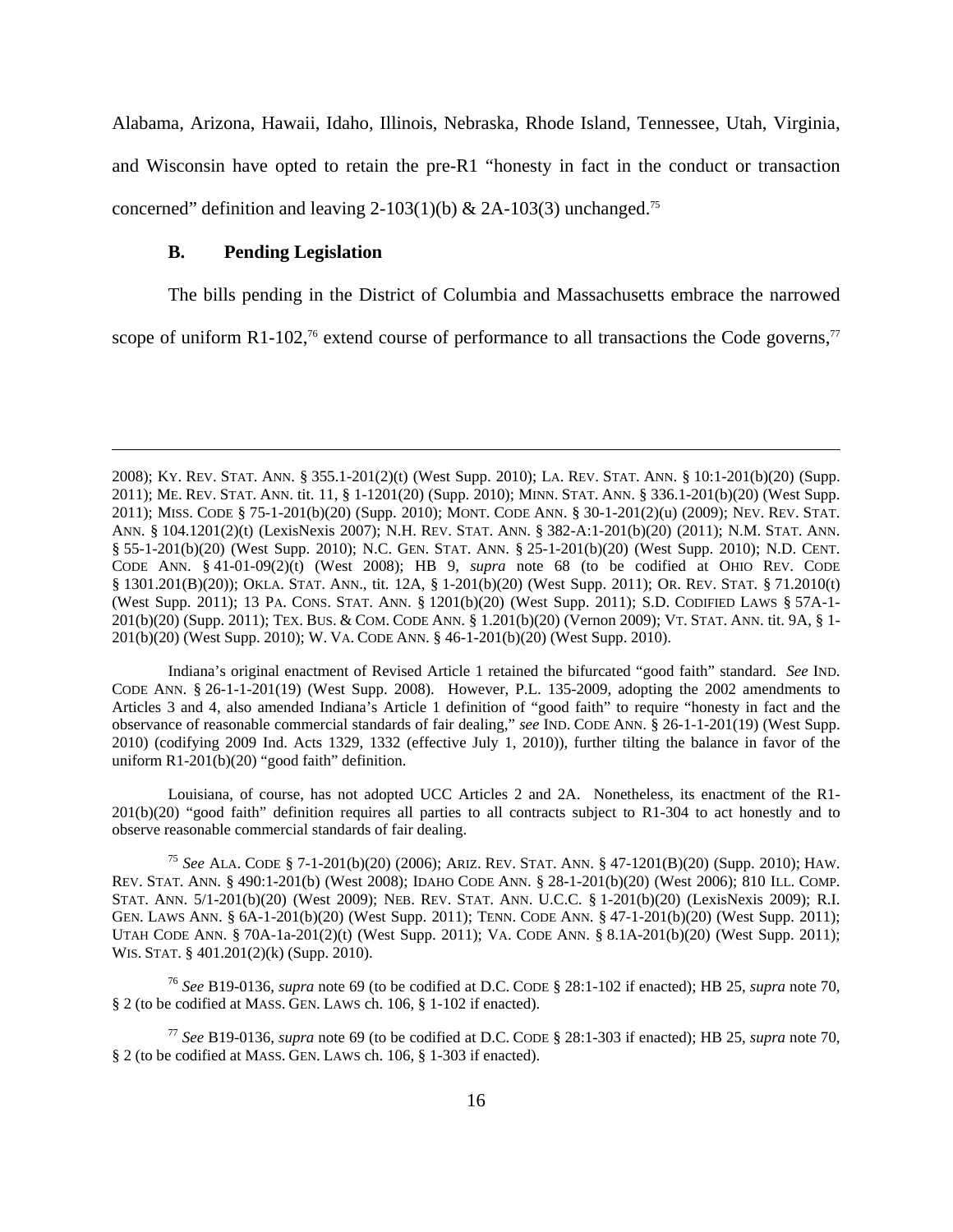Alabama, Arizona, Hawaii, Idaho, Illinois, Nebraska, Rhode Island, Tennessee, Utah, Virginia, and Wisconsin have opted to retain the pre-R1 "honesty in fact in the conduct or transaction concerned" definition and leaving 2-103(1)(b) & 2A-103(3) unchanged.[75]

### B. Pending Legislation

The bills pending in the District of Columbia and Massachusetts embrace the narrowed scope of uniform R1-102,[76] extend course of performance to all transactions the Code governs,[77]

---

2008); KY. REV. STAT. ANN. § 355.1-201(2)(t) (West Supp. 2010); LA. REV. STAT. ANN. § 10:1-201(b)(20) (Supp. 2011); ME. REV. STAT. ANN. tit. 11, § 1-1201(20) (Supp. 2010); MINN. STAT. ANN. § 336.1-201(b)(20) (West Supp. 2011); MISS. CODE § 75-1-201(b)(20) (Supp. 2010); MONT. CODE ANN. § 30-1-201(2)(u) (2009); NEV. REV. STAT. ANN. § 104.1201(2)(t) (LexisNexis 2007); N.H. REV. STAT. ANN. § 382-A:1-201(b)(20) (2011); N.M. STAT. ANN. § 55-1-201(b)(20) (West Supp. 2010); N.C. GEN. STAT. ANN. § 25-1-201(b)(20) (West Supp. 2010); N.D. CENT. CODE ANN. § 41-01-09(2)(t) (West 2008); HB 9, *supra* note 68 (to be codified at OHIO REV. CODE § 1301.201(B)(20)); OKLA. STAT. ANN., tit. 12A, § 1-201(b)(20) (West Supp. 2011); OR. REV. STAT. § 71.2010(t) (West Supp. 2011); 13 PA. CONS. STAT. ANN. § 1201(b)(20) (West Supp. 2011); S.D. CODIFIED LAWS § 57A-1-201(b)(20) (Supp. 2011); TEX. BUS. & COM. CODE ANN. § 1.201(b)(20) (Vernon 2009); VT. STAT. ANN. tit. 9A, § 1-201(b)(20) (West Supp. 2010); W. VA. CODE ANN. § 46-1-201(b)(20) (West Supp. 2010).

Indiana's original enactment of Revised Article 1 retained the bifurcated "good faith" standard. *See* IND. CODE ANN. § 26-1-1-201(19) (West Supp. 2008). However, P.L. 135-2009, adopting the 2002 amendments to Articles 3 and 4, also amended Indiana's Article 1 definition of "good faith" to require "honesty in fact and the observance of reasonable commercial standards of fair dealing," *see* IND. CODE ANN. § 26-1-1-201(19) (West Supp. 2010) (codifying 2009 Ind. Acts 1329, 1332 (effective July 1, 2010)), further tilting the balance in favor of the uniform R1-201(b)(20) "good faith" definition.

Louisiana, of course, has not adopted UCC Articles 2 and 2A. Nonetheless, its enactment of the R1-201(b)(20) "good faith" definition requires all parties to all contracts subject to R1-304 to act honestly and to observe reasonable commercial standards of fair dealing.

[75] *See* ALA. CODE § 7-1-201(b)(20) (2006); ARIZ. REV. STAT. ANN. § 47-1201(B)(20) (Supp. 2010); HAW. REV. STAT. ANN. § 490:1-201(b) (West 2008); IDAHO CODE ANN. § 28-1-201(b)(20) (West 2006); 810 ILL. COMP. STAT. ANN. 5/1-201(b)(20) (West 2009); NEB. REV. STAT. ANN. U.C.C. § 1-201(b)(20) (LexisNexis 2009); R.I. GEN. LAWS ANN. § 6A-1-201(b)(20) (West Supp. 2011); TENN. CODE ANN. § 47-1-201(b)(20) (West Supp. 2011); UTAH CODE ANN. § 70A-1a-201(2)(t) (West Supp. 2011); VA. CODE ANN. § 8.1A-201(b)(20) (West Supp. 2011); WIS. STAT. § 401.201(2)(k) (Supp. 2010).

[76] *See* B19-0136, *supra* note 69 (to be codified at D.C. CODE § 28:1-102 if enacted); HB 25, *supra* note 70, § 2 (to be codified at MASS. GEN. LAWS ch. 106, § 1-102 if enacted).

[77] *See* B19-0136, *supra* note 69 (to be codified at D.C. CODE § 28:1-303 if enacted); HB 25, *supra* note 70, § 2 (to be codified at MASS. GEN. LAWS ch. 106, § 1-303 if enacted).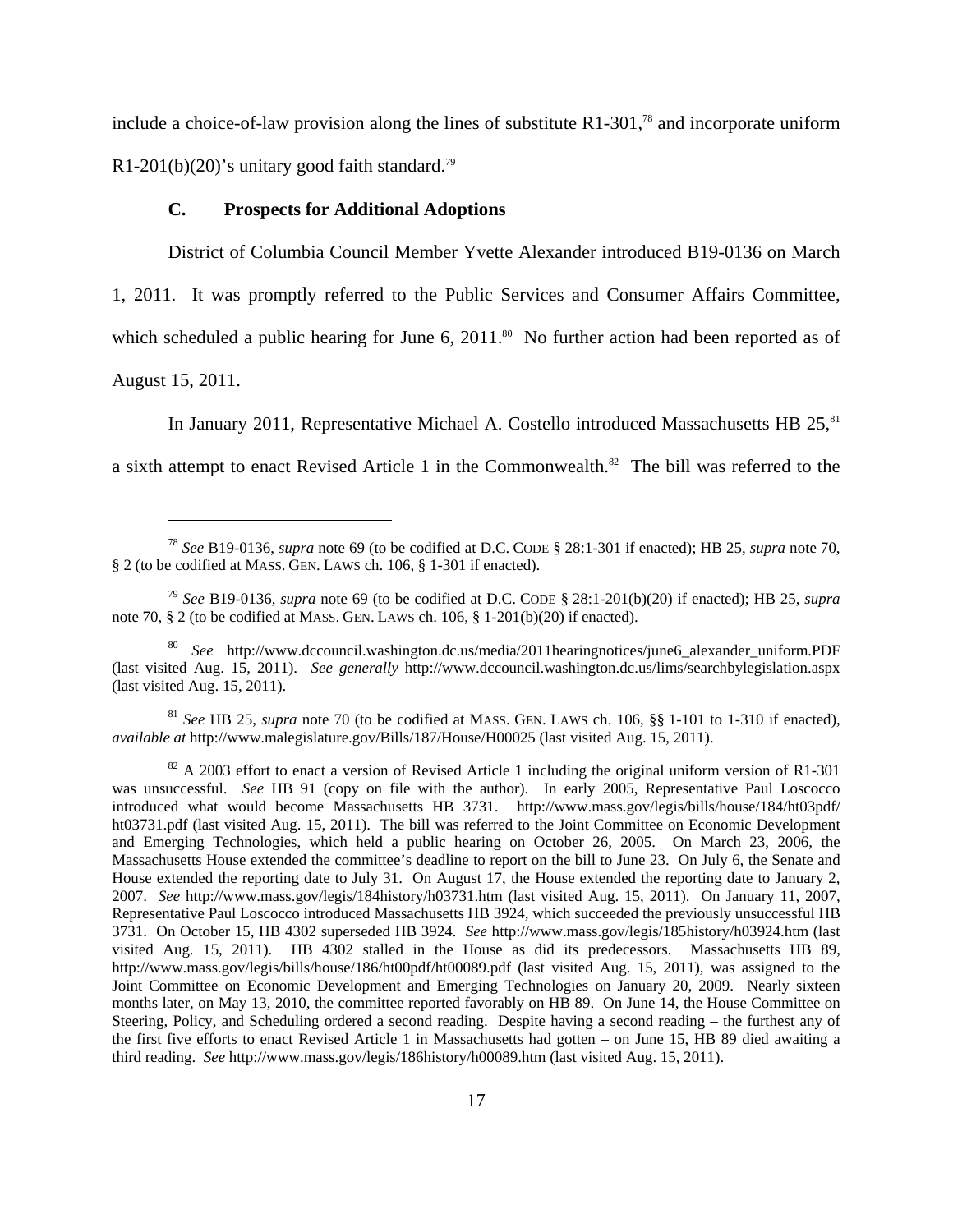include a choice-of-law provision along the lines of substitute R1-301,[78] and incorporate uniform R1-201(b)(20)'s unitary good faith standard.[79]

### C. Prospects for Additional Adoptions

District of Columbia Council Member Yvette Alexander introduced B19-0136 on March 1, 2011. It was promptly referred to the Public Services and Consumer Affairs Committee, which scheduled a public hearing for June 6, 2011.[80] No further action had been reported as of August 15, 2011.

In January 2011, Representative Michael A. Costello introduced Massachusetts HB 25,[81] a sixth attempt to enact Revised Article 1 in the Commonwealth.[82] The bill was referred to the

---

[78] *See* B19-0136, *supra* note 69 (to be codified at D.C. CODE § 28:1-301 if enacted); HB 25, *supra* note 70, § 2 (to be codified at MASS. GEN. LAWS ch. 106, § 1-301 if enacted).

[79] *See* B19-0136, *supra* note 69 (to be codified at D.C. CODE § 28:1-201(b)(20) if enacted); HB 25, *supra* note 70, § 2 (to be codified at MASS. GEN. LAWS ch. 106, § 1-201(b)(20) if enacted).

[80] *See* http://www.dccouncil.washington.dc.us/media/2011hearingnotices/june6_alexander_uniform.PDF (last visited Aug. 15, 2011). *See generally* http://www.dccouncil.washington.dc.us/lims/searchbylegislation.aspx (last visited Aug. 15, 2011).

[81] *See* HB 25, *supra* note 70 (to be codified at MASS. GEN. LAWS ch. 106, §§ 1-101 to 1-310 if enacted), *available at* http://www.malegislature.gov/Bills/187/House/H00025 (last visited Aug. 15, 2011).

[82] A 2003 effort to enact a version of Revised Article 1 including the original uniform version of R1-301 was unsuccessful. *See* HB 91 (copy on file with the author). In early 2005, Representative Paul Loscocco introduced what would become Massachusetts HB 3731. http://www.mass.gov/legis/bills/house/184/ht03pdf/ht03731.pdf (last visited Aug. 15, 2011). The bill was referred to the Joint Committee on Economic Development and Emerging Technologies, which held a public hearing on October 26, 2005. On March 23, 2006, the Massachusetts House extended the committee's deadline to report on the bill to June 23. On July 6, the Senate and House extended the reporting date to July 31. On August 17, the House extended the reporting date to January 2, 2007. *See* http://www.mass.gov/legis/184history/h03731.htm (last visited Aug. 15, 2011). On January 11, 2007, Representative Paul Loscocco introduced Massachusetts HB 3924, which succeeded the previously unsuccessful HB 3731. On October 15, HB 4302 superseded HB 3924. *See* http://www.mass.gov/legis/185history/h03924.htm (last visited Aug. 15, 2011). HB 4302 stalled in the House as did its predecessors. Massachusetts HB 89, http://www.mass.gov/legis/bills/house/186/ht00pdf/ht00089.pdf (last visited Aug. 15, 2011), was assigned to the Joint Committee on Economic Development and Emerging Technologies on January 20, 2009. Nearly sixteen months later, on May 13, 2010, the committee reported favorably on HB 89. On June 14, the House Committee on Steering, Policy, and Scheduling ordered a second reading. Despite having a second reading – the furthest any of the first five efforts to enact Revised Article 1 in Massachusetts had gotten – on June 15, HB 89 died awaiting a third reading. *See* http://www.mass.gov/legis/186history/h00089.htm (last visited Aug. 15, 2011).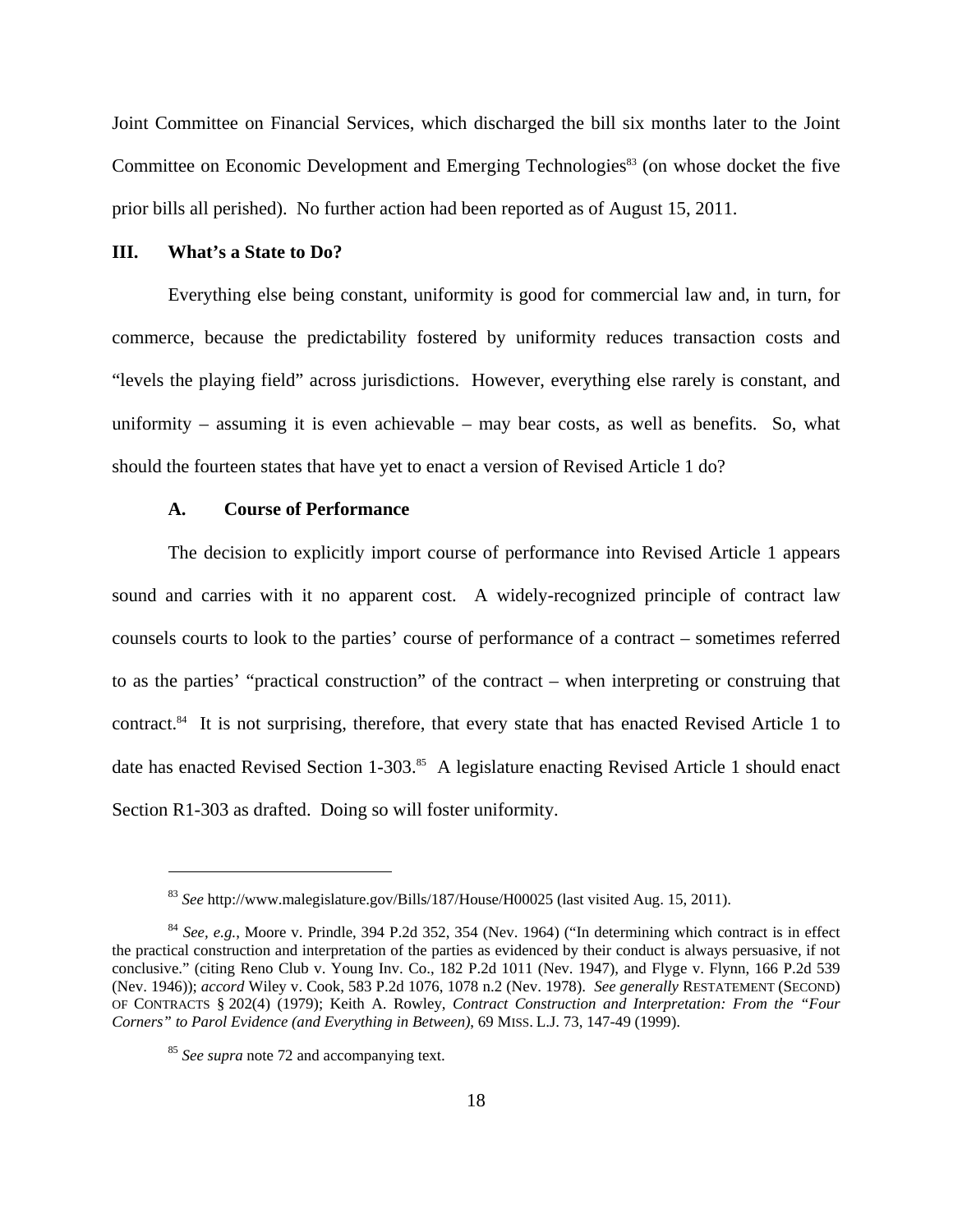Joint Committee on Financial Services, which discharged the bill six months later to the Joint Committee on Economic Development and Emerging Technologies[83] (on whose docket the five prior bills all perished). No further action had been reported as of August 15, 2011.

## III. What's a State to Do?

Everything else being constant, uniformity is good for commercial law and, in turn, for commerce, because the predictability fostered by uniformity reduces transaction costs and "levels the playing field" across jurisdictions. However, everything else rarely is constant, and uniformity – assuming it is even achievable – may bear costs, as well as benefits. So, what should the fourteen states that have yet to enact a version of Revised Article 1 do?

### A. Course of Performance

The decision to explicitly import course of performance into Revised Article 1 appears sound and carries with it no apparent cost. A widely-recognized principle of contract law counsels courts to look to the parties' course of performance of a contract – sometimes referred to as the parties' "practical construction" of the contract – when interpreting or construing that contract.[84] It is not surprising, therefore, that every state that has enacted Revised Article 1 to date has enacted Revised Section 1-303.[85] A legislature enacting Revised Article 1 should enact Section R1-303 as drafted. Doing so will foster uniformity.

---

[83] *See* http://www.malegislature.gov/Bills/187/House/H00025 (last visited Aug. 15, 2011).

[84] *See, e.g.*, Moore v. Prindle, 394 P.2d 352, 354 (Nev. 1964) ("In determining which contract is in effect the practical construction and interpretation of the parties as evidenced by their conduct is always persuasive, if not conclusive." (citing Reno Club v. Young Inv. Co., 182 P.2d 1011 (Nev. 1947), and Flyge v. Flynn, 166 P.2d 539 (Nev. 1946)); *accord* Wiley v. Cook, 583 P.2d 1076, 1078 n.2 (Nev. 1978). *See generally* RESTATEMENT (SECOND) OF CONTRACTS § 202(4) (1979); Keith A. Rowley, *Contract Construction and Interpretation: From the "Four Corners" to Parol Evidence (and Everything in Between)*, 69 MISS. L.J. 73, 147-49 (1999).

[85] *See supra* note 72 and accompanying text.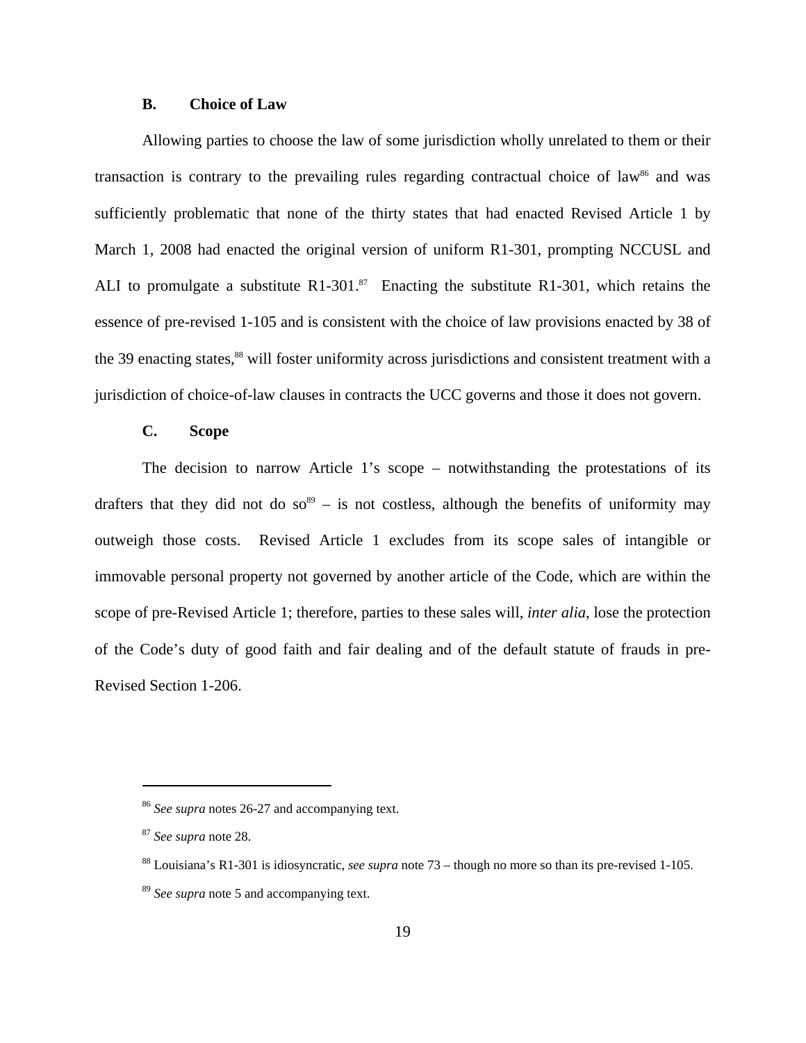### B. Choice of Law

Allowing parties to choose the law of some jurisdiction wholly unrelated to them or their transaction is contrary to the prevailing rules regarding contractual choice of law[86] and was sufficiently problematic that none of the thirty states that had enacted Revised Article 1 by March 1, 2008 had enacted the original version of uniform R1-301, prompting NCCUSL and ALI to promulgate a substitute R1-301.[87] Enacting the substitute R1-301, which retains the essence of pre-revised 1-105 and is consistent with the choice of law provisions enacted by 38 of the 39 enacting states,[88] will foster uniformity across jurisdictions and consistent treatment with a jurisdiction of choice-of-law clauses in contracts the UCC governs and those it does not govern.

### C. Scope

The decision to narrow Article 1's scope – notwithstanding the protestations of its drafters that they did not do so[89] – is not costless, although the benefits of uniformity may outweigh those costs. Revised Article 1 excludes from its scope sales of intangible or immovable personal property not governed by another article of the Code, which are within the scope of pre-Revised Article 1; therefore, parties to these sales will, *inter alia*, lose the protection of the Code's duty of good faith and fair dealing and of the default statute of frauds in pre-Revised Section 1-206.

---

[86] *See supra* notes 26-27 and accompanying text.

[87] *See supra* note 28.

[88] Louisiana's R1-301 is idiosyncratic, *see supra* note 73 – though no more so than its pre-revised 1-105.

[89] *See supra* note 5 and accompanying text.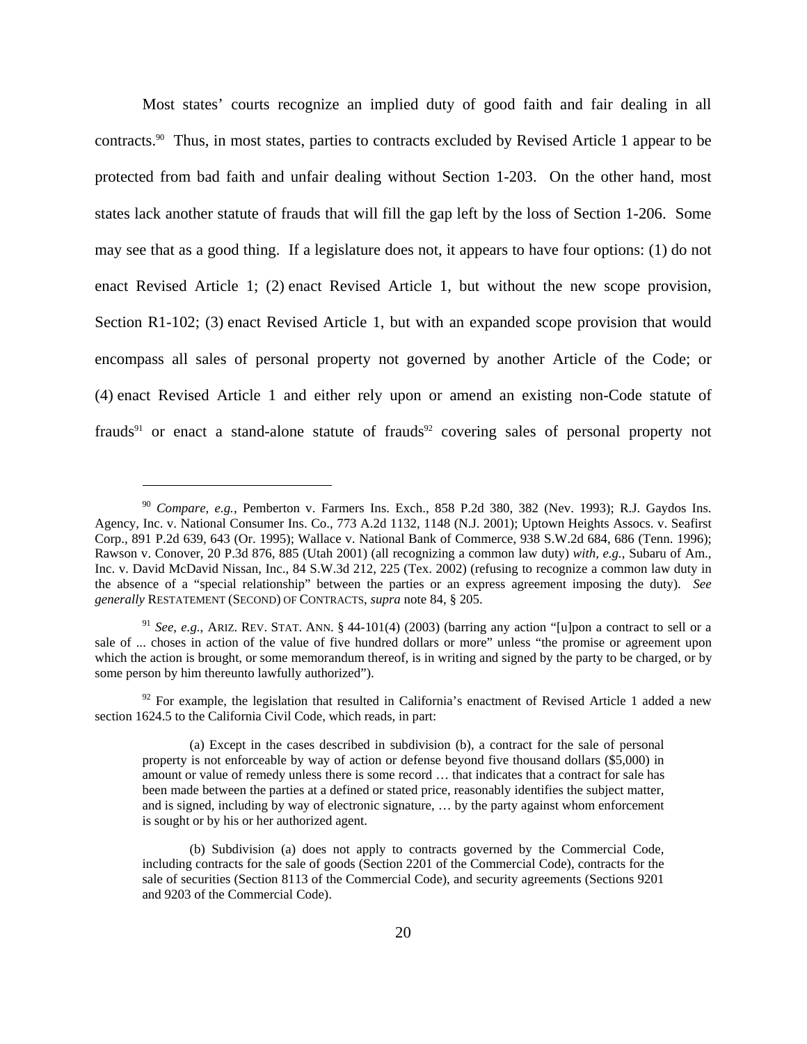Most states' courts recognize an implied duty of good faith and fair dealing in all contracts.[90] Thus, in most states, parties to contracts excluded by Revised Article 1 appear to be protected from bad faith and unfair dealing without Section 1-203. On the other hand, most states lack another statute of frauds that will fill the gap left by the loss of Section 1-206. Some may see that as a good thing. If a legislature does not, it appears to have four options: (1) do not enact Revised Article 1; (2) enact Revised Article 1, but without the new scope provision, Section R1-102; (3) enact Revised Article 1, but with an expanded scope provision that would encompass all sales of personal property not governed by another Article of the Code; or (4) enact Revised Article 1 and either rely upon or amend an existing non-Code statute of frauds[91] or enact a stand-alone statute of frauds[92] covering sales of personal property not

---

[90] *Compare, e.g.*, Pemberton v. Farmers Ins. Exch., 858 P.2d 380, 382 (Nev. 1993); R.J. Gaydos Ins. Agency, Inc. v. National Consumer Ins. Co., 773 A.2d 1132, 1148 (N.J. 2001); Uptown Heights Assocs. v. Seafirst Corp., 891 P.2d 639, 643 (Or. 1995); Wallace v. National Bank of Commerce, 938 S.W.2d 684, 686 (Tenn. 1996); Rawson v. Conover, 20 P.3d 876, 885 (Utah 2001) (all recognizing a common law duty) *with, e.g.*, Subaru of Am., Inc. v. David McDavid Nissan, Inc., 84 S.W.3d 212, 225 (Tex. 2002) (refusing to recognize a common law duty in the absence of a "special relationship" between the parties or an express agreement imposing the duty). *See generally* RESTATEMENT (SECOND) OF CONTRACTS, *supra* note 84, § 205.

[91] *See, e.g.*, ARIZ. REV. STAT. ANN. § 44-101(4) (2003) (barring any action "[u]pon a contract to sell or a sale of ... choses in action of the value of five hundred dollars or more" unless "the promise or agreement upon which the action is brought, or some memorandum thereof, is in writing and signed by the party to be charged, or by some person by him thereunto lawfully authorized").

[92] For example, the legislation that resulted in California's enactment of Revised Article 1 added a new section 1624.5 to the California Civil Code, which reads, in part:

> (a) Except in the cases described in subdivision (b), a contract for the sale of personal property is not enforceable by way of action or defense beyond five thousand dollars ($5,000) in amount or value of remedy unless there is some record … that indicates that a contract for sale has been made between the parties at a defined or stated price, reasonably identifies the subject matter, and is signed, including by way of electronic signature, … by the party against whom enforcement is sought or by his or her authorized agent.
>
> (b) Subdivision (a) does not apply to contracts governed by the Commercial Code, including contracts for the sale of goods (Section 2201 of the Commercial Code), contracts for the sale of securities (Section 8113 of the Commercial Code), and security agreements (Sections 9201 and 9203 of the Commercial Code).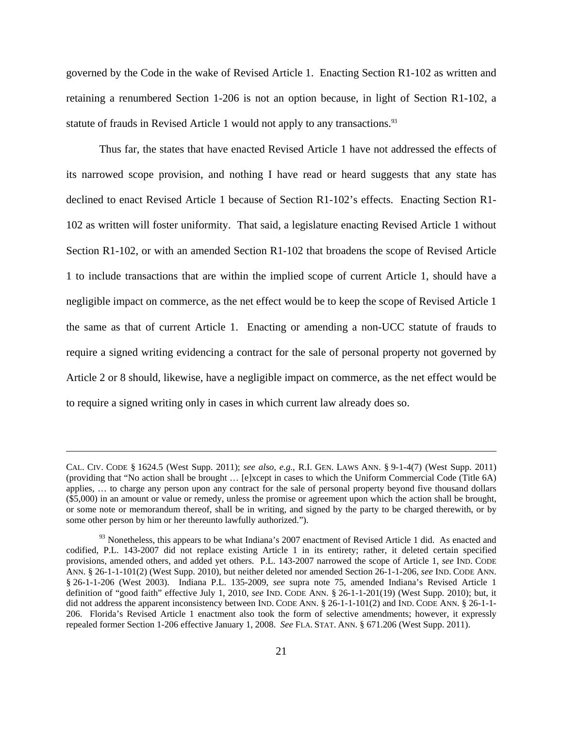governed by the Code in the wake of Revised Article 1. Enacting Section R1-102 as written and retaining a renumbered Section 1-206 is not an option because, in light of Section R1-102, a statute of frauds in Revised Article 1 would not apply to any transactions.[93]

Thus far, the states that have enacted Revised Article 1 have not addressed the effects of its narrowed scope provision, and nothing I have read or heard suggests that any state has declined to enact Revised Article 1 because of Section R1-102's effects. Enacting Section R1-102 as written will foster uniformity. That said, a legislature enacting Revised Article 1 without Section R1-102, or with an amended Section R1-102 that broadens the scope of Revised Article 1 to include transactions that are within the implied scope of current Article 1, should have a negligible impact on commerce, as the net effect would be to keep the scope of Revised Article 1 the same as that of current Article 1. Enacting or amending a non-UCC statute of frauds to require a signed writing evidencing a contract for the sale of personal property not governed by Article 2 or 8 should, likewise, have a negligible impact on commerce, as the net effect would be to require a signed writing only in cases in which current law already does so.

---

CAL. CIV. CODE § 1624.5 (West Supp. 2011); *see also, e.g.*, R.I. GEN. LAWS ANN. § 9-1-4(7) (West Supp. 2011) (providing that "No action shall be brought … [e]xcept in cases to which the Uniform Commercial Code (Title 6A) applies, … to charge any person upon any contract for the sale of personal property beyond five thousand dollars ($5,000) in an amount or value or remedy, unless the promise or agreement upon which the action shall be brought, or some note or memorandum thereof, shall be in writing, and signed by the party to be charged therewith, or by some other person by him or her thereunto lawfully authorized.").

[93] Nonetheless, this appears to be what Indiana's 2007 enactment of Revised Article 1 did. As enacted and codified, P.L. 143-2007 did not replace existing Article 1 in its entirety; rather, it deleted certain specified provisions, amended others, and added yet others. P.L. 143-2007 narrowed the scope of Article 1, *see* IND. CODE ANN. § 26-1-1-101(2) (West Supp. 2010), but neither deleted nor amended Section 26-1-1-206, *see* IND. CODE ANN. § 26-1-1-206 (West 2003). Indiana P.L. 135-2009, *see* supra note 75, amended Indiana's Revised Article 1 definition of "good faith" effective July 1, 2010, *see* IND. CODE ANN. § 26-1-1-201(19) (West Supp. 2010); but, it did not address the apparent inconsistency between IND. CODE ANN. § 26-1-1-101(2) and IND. CODE ANN. § 26-1-1-206. Florida's Revised Article 1 enactment also took the form of selective amendments; however, it expressly repealed former Section 1-206 effective January 1, 2008. *See* FLA. STAT. ANN. § 671.206 (West Supp. 2011).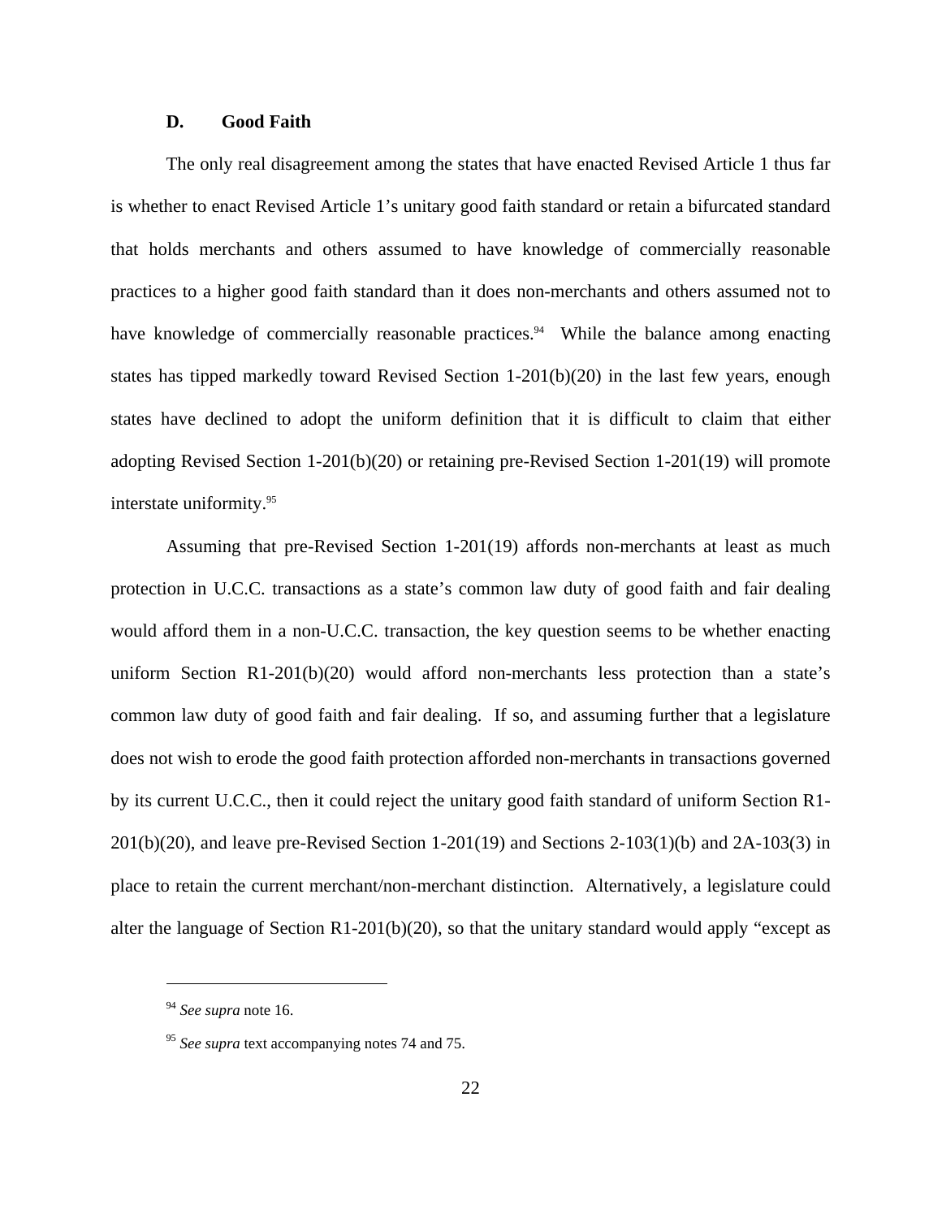### D. Good Faith

The only real disagreement among the states that have enacted Revised Article 1 thus far is whether to enact Revised Article 1's unitary good faith standard or retain a bifurcated standard that holds merchants and others assumed to have knowledge of commercially reasonable practices to a higher good faith standard than it does non-merchants and others assumed not to have knowledge of commercially reasonable practices.[94] While the balance among enacting states has tipped markedly toward Revised Section 1-201(b)(20) in the last few years, enough states have declined to adopt the uniform definition that it is difficult to claim that either adopting Revised Section 1-201(b)(20) or retaining pre-Revised Section 1-201(19) will promote interstate uniformity.[95]

Assuming that pre-Revised Section 1-201(19) affords non-merchants at least as much protection in U.C.C. transactions as a state's common law duty of good faith and fair dealing would afford them in a non-U.C.C. transaction, the key question seems to be whether enacting uniform Section R1-201(b)(20) would afford non-merchants less protection than a state's common law duty of good faith and fair dealing. If so, and assuming further that a legislature does not wish to erode the good faith protection afforded non-merchants in transactions governed by its current U.C.C., then it could reject the unitary good faith standard of uniform Section R1-201(b)(20), and leave pre-Revised Section 1-201(19) and Sections 2-103(1)(b) and 2A-103(3) in place to retain the current merchant/non-merchant distinction. Alternatively, a legislature could alter the language of Section R1-201(b)(20), so that the unitary standard would apply "except as

---

[94] *See supra* note 16.

[95] *See supra* text accompanying notes 74 and 75.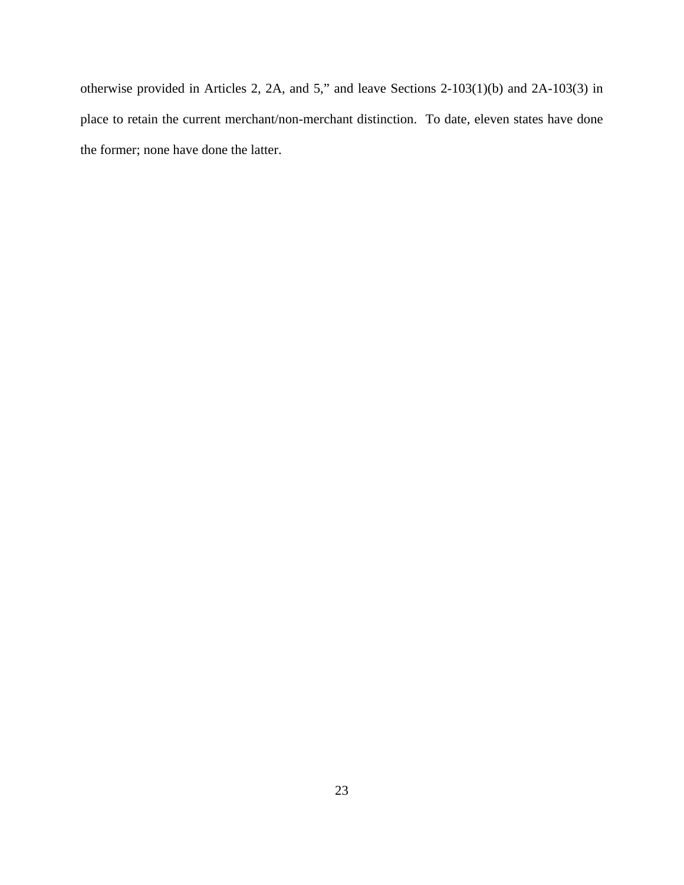otherwise provided in Articles 2, 2A, and 5," and leave Sections 2-103(1)(b) and 2A-103(3) in place to retain the current merchant/non-merchant distinction. To date, eleven states have done the former; none have done the latter.